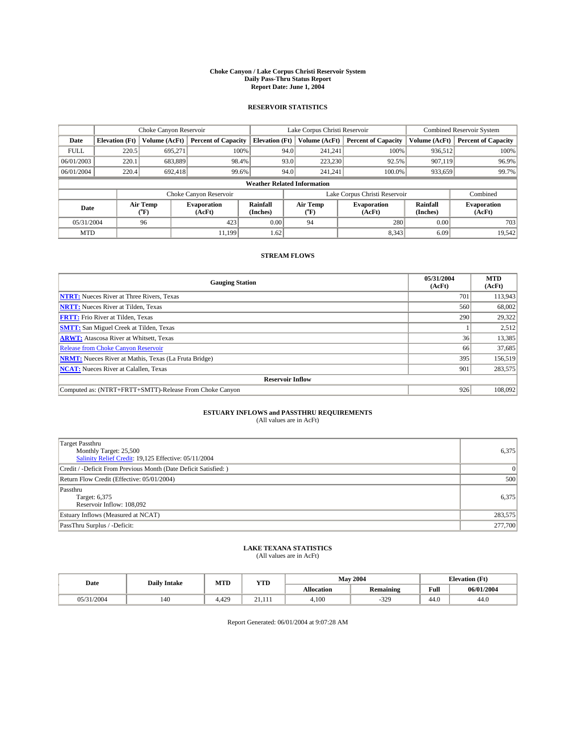# Choke Canyon / Lake Corpus Christi Reservoir System
## Daily Pass-Thru Status Report
### Report Date: June 1, 2004

## RESERVOIR STATISTICS

| | Choke Canyon Reservoir | | | Lake Corpus Christi Reservoir | | | Combined Reservoir System | |
|---|---|---|---|---|---|---|---|---|
| Date | Elevation (Ft) | Volume (AcFt) | Percent of Capacity | Elevation (Ft) | Volume (AcFt) | Percent of Capacity | Volume (AcFt) | Percent of Capacity |
| FULL | 220.5 | 695,271 | 100% | 94.0 | 241,241 | 100% | 936,512 | 100% |
| 06/01/2003 | 220.1 | 683,889 | 98.4% | 93.0 | 223,230 | 92.5% | 907,119 | 96.9% |
| 06/01/2004 | 220.4 | 692,418 | 99.6% | 94.0 | 241,241 | 100.0% | 933,659 | 99.7% |

**Weather Related Information**

| | Choke Canyon Reservoir | | | Lake Corpus Christi Reservoir | | | Combined |
|---|---|---|---|---|---|---|---|
| Date | Air Temp (°F) | Evaporation (AcFt) | Rainfall (Inches) | Air Temp (°F) | Evaporation (AcFt) | Rainfall (Inches) | Evaporation (AcFt) |
| 05/31/2004 | 96 | 423 | 0.00 | 94 | 280 | 0.00 | 703 |
| MTD | | 11,199 | 1.62 | | 8,343 | 6.09 | 19,542 |

## STREAM FLOWS

| Gauging Station | 05/31/2004 (AcFt) | MTD (AcFt) |
|---|---|---|
| NTRT: Nueces River at Three Rivers, Texas | 701 | 113,943 |
| NRTT: Nueces River at Tilden, Texas | 560 | 68,002 |
| FRTT: Frio River at Tilden, Texas | 290 | 29,322 |
| SMTT: San Miguel Creek at Tilden, Texas | 1 | 2,512 |
| ARWT: Atascosa River at Whitsett, Texas | 36 | 13,385 |
| Release from Choke Canyon Reservoir | 66 | 37,685 |
| NRMT: Nueces River at Mathis, Texas (La Fruta Bridge) | 395 | 156,519 |
| NCAT: Nueces River at Calallen, Texas | 901 | 283,575 |
| **Reservoir Inflow** | | |
| Computed as: (NTRT+FRTT+SMTT)-Release From Choke Canyon | 926 | 108,092 |

## ESTUARY INFLOWS and PASSTHRU REQUIREMENTS
(All values are in AcFt)

| | |
|---|---|
| Target Passthru<br>Monthly Target: 25,500<br>Salinity Relief Credit: 19,125 Effective: 05/11/2004 | 6,375 |
| Credit / -Deficit From Previous Month (Date Deficit Satisfied: ) | 0 |
| Return Flow Credit (Effective: 05/01/2004) | 500 |
| Passthru<br>Target: 6,375<br>Reservoir Inflow: 108,092 | 6,375 |
| Estuary Inflows (Measured at NCAT) | 283,575 |
| PassThru Surplus / -Deficit: | 277,700 |

## LAKE TEXANA STATISTICS
(All values are in AcFt)

| Date | Daily Intake | MTD | YTD | May 2004 | | Elevation (Ft) | |
|---|---|---|---|---|---|---|---|
| | | | | Allocation | Remaining | Full | 06/01/2004 |
| 05/31/2004 | 140 | 4,429 | 21,111 | 4,100 | -329 | 44.0 | 44.0 |

Report Generated: 06/01/2004 at 9:07:28 AM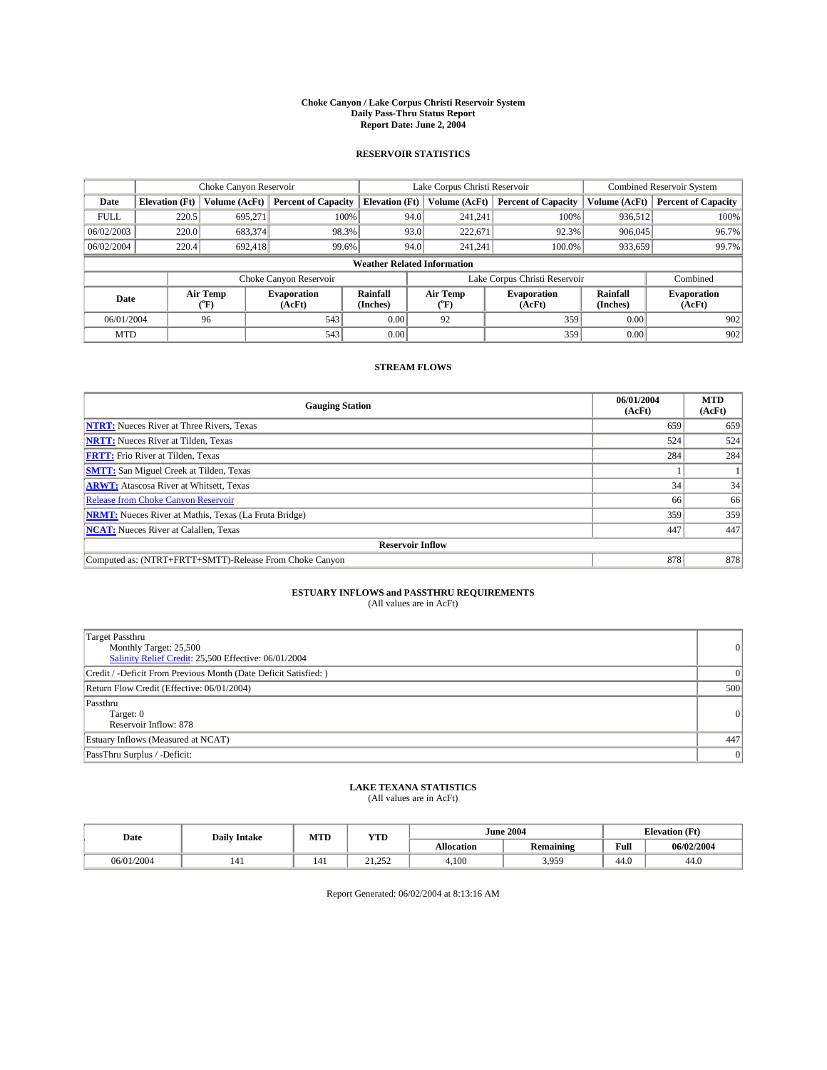# Choke Canyon / Lake Corpus Christi Reservoir System
## Daily Pass-Thru Status Report
## Report Date: June 2, 2004

### RESERVOIR STATISTICS

| | Choke Canyon Reservoir | | | Lake Corpus Christi Reservoir | | | Combined Reservoir System | |
|---|---|---|---|---|---|---|---|---|
| Date | Elevation (Ft) | Volume (AcFt) | Percent of Capacity | Elevation (Ft) | Volume (AcFt) | Percent of Capacity | Volume (AcFt) | Percent of Capacity |
| FULL | 220.5 | 695,271 | 100% | 94.0 | 241,241 | 100% | 936,512 | 100% |
| 06/02/2003 | 220.0 | 683,374 | 98.3% | 93.0 | 222,671 | 92.3% | 906,045 | 96.7% |
| 06/02/2004 | 220.4 | 692,418 | 99.6% | 94.0 | 241,241 | 100.0% | 933,659 | 99.7% |

**Weather Related Information**

| | Choke Canyon Reservoir | | | Lake Corpus Christi Reservoir | | | Combined |
|---|---|---|---|---|---|---|---|
| Date | Air Temp (°F) | Evaporation (AcFt) | Rainfall (Inches) | Air Temp (°F) | Evaporation (AcFt) | Rainfall (Inches) | Evaporation (AcFt) |
| 06/01/2004 | 96 | 543 | 0.00 | 92 | 359 | 0.00 | 902 |
| MTD | | 543 | 0.00 | | 359 | 0.00 | 902 |

### STREAM FLOWS

| Gauging Station | 06/01/2004 (AcFt) | MTD (AcFt) |
|---|---|---|
| NTRT: Nueces River at Three Rivers, Texas | 659 | 659 |
| NRTT: Nueces River at Tilden, Texas | 524 | 524 |
| FRTT: Frio River at Tilden, Texas | 284 | 284 |
| SMTT: San Miguel Creek at Tilden, Texas | 1 | 1 |
| ARWT: Atascosa River at Whitsett, Texas | 34 | 34 |
| Release from Choke Canyon Reservoir | 66 | 66 |
| NRMT: Nueces River at Mathis, Texas (La Fruta Bridge) | 359 | 359 |
| NCAT: Nueces River at Calallen, Texas | 447 | 447 |
| **Reservoir Inflow** | | |
| Computed as: (NTRT+FRTT+SMTT)-Release From Choke Canyon | 878 | 878 |

### ESTUARY INFLOWS and PASSTHRU REQUIREMENTS
(All values are in AcFt)

| | |
|---|---|
| Target Passthru<br>Monthly Target: 25,500<br>Salinity Relief Credit: 25,500 Effective: 06/01/2004 | 0 |
| Credit / -Deficit From Previous Month (Date Deficit Satisfied: ) | 0 |
| Return Flow Credit (Effective: 06/01/2004) | 500 |
| Passthru<br>Target: 0<br>Reservoir Inflow: 878 | 0 |
| Estuary Inflows (Measured at NCAT) | 447 |
| PassThru Surplus / -Deficit: | 0 |

### LAKE TEXANA STATISTICS
(All values are in AcFt)

| Date | Daily Intake | MTD | YTD | June 2004 | | Elevation (Ft) | |
|---|---|---|---|---|---|---|---|
| | | | | Allocation | Remaining | Full | 06/02/2004 |
| 06/01/2004 | 141 | 141 | 21,252 | 4,100 | 3,959 | 44.0 | 44.0 |

Report Generated: 06/02/2004 at 8:13:16 AM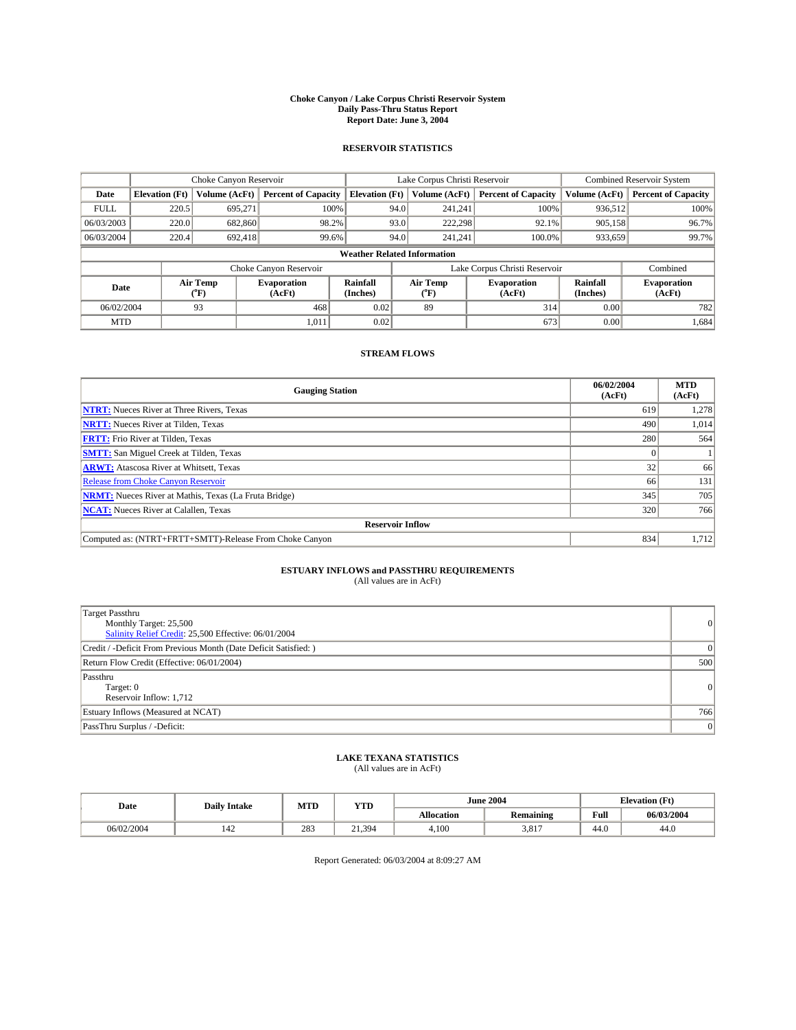# Choke Canyon / Lake Corpus Christi Reservoir System
## Daily Pass-Thru Status Report
## Report Date: June 3, 2004

### RESERVOIR STATISTICS

| | Choke Canyon Reservoir | | | Lake Corpus Christi Reservoir | | | Combined Reservoir System | |
|---|---|---|---|---|---|---|---|---|
| Date | Elevation (Ft) | Volume (AcFt) | Percent of Capacity | Elevation (Ft) | Volume (AcFt) | Percent of Capacity | Volume (AcFt) | Percent of Capacity |
| FULL | 220.5 | 695,271 | 100% | 94.0 | 241,241 | 100% | 936,512 | 100% |
| 06/03/2003 | 220.0 | 682,860 | 98.2% | 93.0 | 222,298 | 92.1% | 905,158 | 96.7% |
| 06/03/2004 | 220.4 | 692,418 | 99.6% | 94.0 | 241,241 | 100.0% | 933,659 | 99.7% |

**Weather Related Information**

| | Choke Canyon Reservoir | | | Lake Corpus Christi Reservoir | | | Combined |
|---|---|---|---|---|---|---|---|
| Date | Air Temp (°F) | Evaporation (AcFt) | Rainfall (Inches) | Air Temp (°F) | Evaporation (AcFt) | Rainfall (Inches) | Evaporation (AcFt) |
| 06/02/2004 | 93 | 468 | 0.02 | 89 | 314 | 0.00 | 782 |
| MTD | | 1,011 | 0.02 | | 673 | 0.00 | 1,684 |

### STREAM FLOWS

| Gauging Station | 06/02/2004 (AcFt) | MTD (AcFt) |
|---|---|---|
| **NTRT:** Nueces River at Three Rivers, Texas | 619 | 1,278 |
| **NRTT:** Nueces River at Tilden, Texas | 490 | 1,014 |
| **FRTT:** Frio River at Tilden, Texas | 280 | 564 |
| **SMTT:** San Miguel Creek at Tilden, Texas | 0 | 1 |
| **ARWT:** Atascosa River at Whitsett, Texas | 32 | 66 |
| Release from Choke Canyon Reservoir | 66 | 131 |
| **NRMT:** Nueces River at Mathis, Texas (La Fruta Bridge) | 345 | 705 |
| **NCAT:** Nueces River at Calallen, Texas | 320 | 766 |
| **Reservoir Inflow** | | |
| Computed as: (NTRT+FRTT+SMTT)-Release From Choke Canyon | 834 | 1,712 |

### ESTUARY INFLOWS and PASSTHRU REQUIREMENTS
(All values are in AcFt)

| | |
|---|---|
| Target Passthru<br>Monthly Target: 25,500<br>Salinity Relief Credit: 25,500 Effective: 06/01/2004 | 0 |
| Credit / -Deficit From Previous Month (Date Deficit Satisfied: ) | 0 |
| Return Flow Credit (Effective: 06/01/2004) | 500 |
| Passthru<br>Target: 0<br>Reservoir Inflow: 1,712 | 0 |
| Estuary Inflows (Measured at NCAT) | 766 |
| PassThru Surplus / -Deficit: | 0 |

### LAKE TEXANA STATISTICS
(All values are in AcFt)

| Date | Daily Intake | MTD | YTD | June 2004 | | Elevation (Ft) | |
|---|---|---|---|---|---|---|---|
| | | | | Allocation | Remaining | Full | 06/03/2004 |
| 06/02/2004 | 142 | 283 | 21,394 | 4,100 | 3,817 | 44.0 | 44.0 |

Report Generated: 06/03/2004 at 8:09:27 AM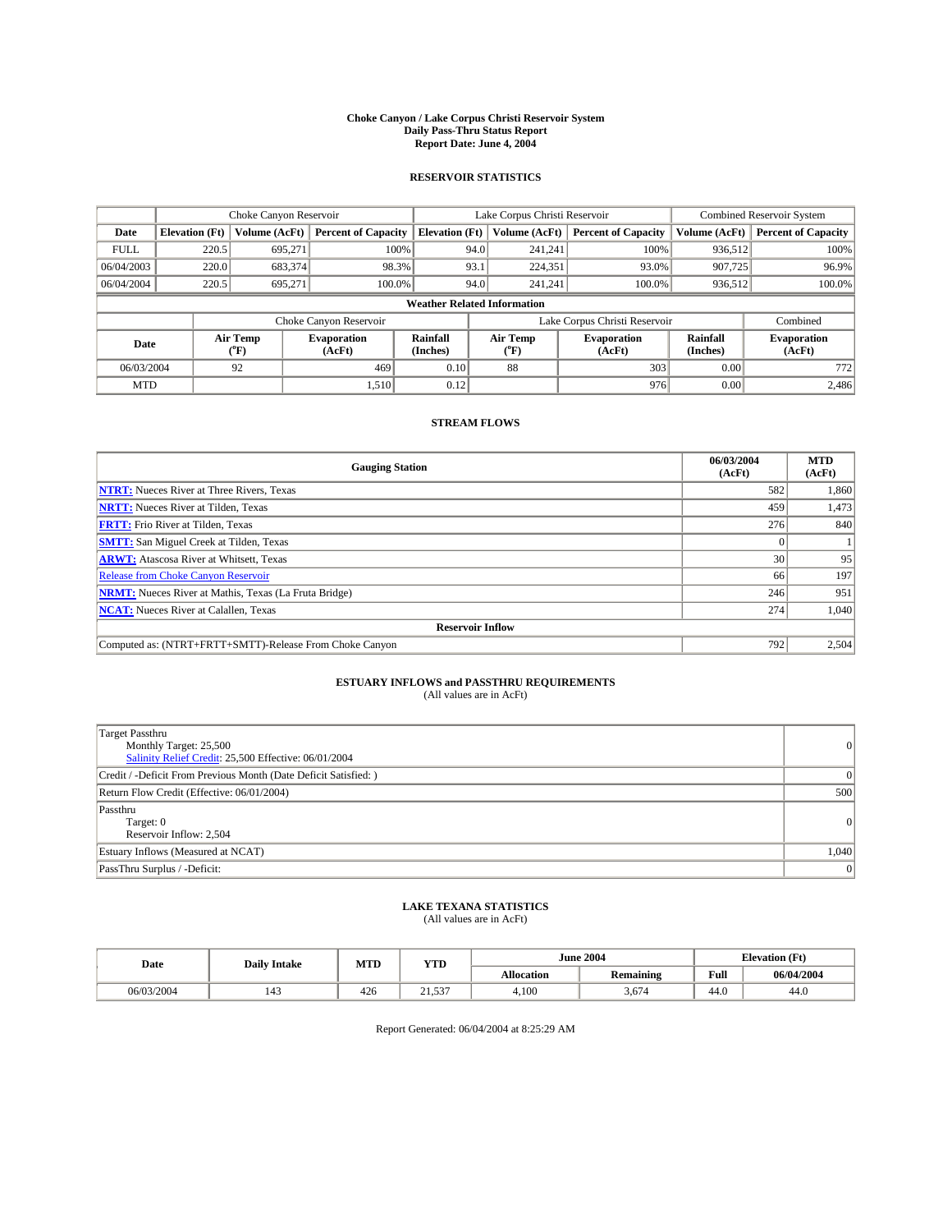**Choke Canyon / Lake Corpus Christi Reservoir System**
**Daily Pass-Thru Status Report**
**Report Date: June 4, 2004**

## RESERVOIR STATISTICS

| | Choke Canyon Reservoir | | | Lake Corpus Christi Reservoir | | | Combined Reservoir System | |
|---|---|---|---|---|---|---|---|---|
| Date | Elevation (Ft) | Volume (AcFt) | Percent of Capacity | Elevation (Ft) | Volume (AcFt) | Percent of Capacity | Volume (AcFt) | Percent of Capacity |
| FULL | 220.5 | 695,271 | 100% | 94.0 | 241,241 | 100% | 936,512 | 100% |
| 06/04/2003 | 220.0 | 683,374 | 98.3% | 93.1 | 224,351 | 93.0% | 907,725 | 96.9% |
| 06/04/2004 | 220.5 | 695,271 | 100.0% | 94.0 | 241,241 | 100.0% | 936,512 | 100.0% |

**Weather Related Information**

| | Choke Canyon Reservoir | | | Lake Corpus Christi Reservoir | | | Combined |
|---|---|---|---|---|---|---|---|
| Date | Air Temp (°F) | Evaporation (AcFt) | Rainfall (Inches) | Air Temp (°F) | Evaporation (AcFt) | Rainfall (Inches) | Evaporation (AcFt) |
| 06/03/2004 | 92 | 469 | 0.10 | 88 | 303 | 0.00 | 772 |
| MTD | | 1,510 | 0.12 | | 976 | 0.00 | 2,486 |

## STREAM FLOWS

| Gauging Station | 06/03/2004 (AcFt) | MTD (AcFt) |
|---|---|---|
| **NTRT:** Nueces River at Three Rivers, Texas | 582 | 1,860 |
| **NRTT:** Nueces River at Tilden, Texas | 459 | 1,473 |
| **FRTT:** Frio River at Tilden, Texas | 276 | 840 |
| **SMTT:** San Miguel Creek at Tilden, Texas | 0 | 1 |
| **ARWT:** Atascosa River at Whitsett, Texas | 30 | 95 |
| Release from Choke Canyon Reservoir | 66 | 197 |
| **NRMT:** Nueces River at Mathis, Texas (La Fruta Bridge) | 246 | 951 |
| **NCAT:** Nueces River at Calallen, Texas | 274 | 1,040 |
| **Reservoir Inflow** | | |
| Computed as: (NTRT+FRTT+SMTT)-Release From Choke Canyon | 792 | 2,504 |

## ESTUARY INFLOWS and PASSTHRU REQUIREMENTS

(All values are in AcFt)

| | |
|---|---|
| Target Passthru<br>Monthly Target: 25,500<br>Salinity Relief Credit: 25,500 Effective: 06/01/2004 | 0 |
| Credit / -Deficit From Previous Month (Date Deficit Satisfied: ) | 0 |
| Return Flow Credit (Effective: 06/01/2004) | 500 |
| Passthru<br>Target: 0<br>Reservoir Inflow: 2,504 | 0 |
| Estuary Inflows (Measured at NCAT) | 1,040 |
| PassThru Surplus / -Deficit: | 0 |

## LAKE TEXANA STATISTICS

(All values are in AcFt)

| Date | Daily Intake | MTD | YTD | June 2004 | | Elevation (Ft) | |
|---|---|---|---|---|---|---|---|
| | | | | Allocation | Remaining | Full | 06/04/2004 |
| 06/03/2004 | 143 | 426 | 21,537 | 4,100 | 3,674 | 44.0 | 44.0 |

Report Generated: 06/04/2004 at 8:25:29 AM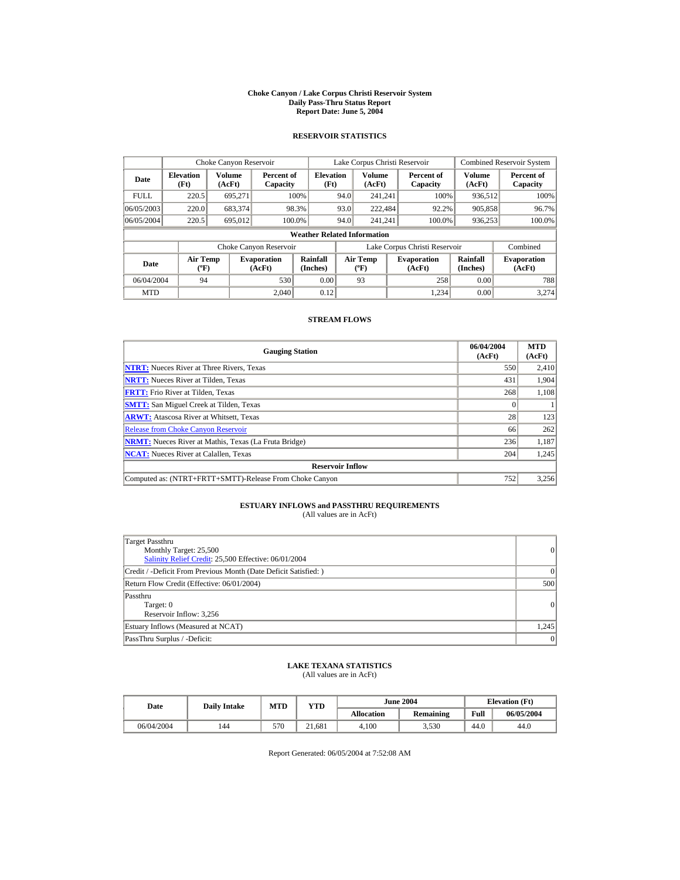# Choke Canyon / Lake Corpus Christi Reservoir System
## Daily Pass-Thru Status Report
### Report Date: June 5, 2004

## RESERVOIR STATISTICS

| | Choke Canyon Reservoir | | | Lake Corpus Christi Reservoir | | | Combined Reservoir System | |
|---|---|---|---|---|---|---|---|---|
| Date | Elevation (Ft) | Volume (AcFt) | Percent of Capacity | Elevation (Ft) | Volume (AcFt) | Percent of Capacity | Volume (AcFt) | Percent of Capacity |
| FULL | 220.5 | 695,271 | 100% | 94.0 | 241,241 | 100% | 936,512 | 100% |
| 06/05/2003 | 220.0 | 683,374 | 98.3% | 93.0 | 222,484 | 92.2% | 905,858 | 96.7% |
| 06/05/2004 | 220.5 | 695,012 | 100.0% | 94.0 | 241,241 | 100.0% | 936,253 | 100.0% |

**Weather Related Information**

| | Choke Canyon Reservoir | | | Lake Corpus Christi Reservoir | | | Combined |
|---|---|---|---|---|---|---|---|
| Date | Air Temp (ºF) | Evaporation (AcFt) | Rainfall (Inches) | Air Temp (ºF) | Evaporation (AcFt) | Rainfall (Inches) | Evaporation (AcFt) |
| 06/04/2004 | 94 | 530 | 0.00 | 93 | 258 | 0.00 | 788 |
| MTD | | 2,040 | 0.12 | | 1,234 | 0.00 | 3,274 |

## STREAM FLOWS

| Gauging Station | 06/04/2004 (AcFt) | MTD (AcFt) |
|---|---|---|
| NTRT: Nueces River at Three Rivers, Texas | 550 | 2,410 |
| NRTT: Nueces River at Tilden, Texas | 431 | 1,904 |
| FRTT: Frio River at Tilden, Texas | 268 | 1,108 |
| SMTT: San Miguel Creek at Tilden, Texas | 0 | 1 |
| ARWT: Atascosa River at Whitsett, Texas | 28 | 123 |
| Release from Choke Canyon Reservoir | 66 | 262 |
| NRMT: Nueces River at Mathis, Texas (La Fruta Bridge) | 236 | 1,187 |
| NCAT: Nueces River at Calallen, Texas | 204 | 1,245 |
| **Reservoir Inflow** | | |
| Computed as: (NTRT+FRTT+SMTT)-Release From Choke Canyon | 752 | 3,256 |

## ESTUARY INFLOWS and PASSTHRU REQUIREMENTS
(All values are in AcFt)

| | |
|---|---|
| Target Passthru<br>Monthly Target: 25,500<br>Salinity Relief Credit: 25,500 Effective: 06/01/2004 | 0 |
| Credit / -Deficit From Previous Month (Date Deficit Satisfied: ) | 0 |
| Return Flow Credit (Effective: 06/01/2004) | 500 |
| Passthru<br>Target: 0<br>Reservoir Inflow: 3,256 | 0 |
| Estuary Inflows (Measured at NCAT) | 1,245 |
| PassThru Surplus / -Deficit: | 0 |

## LAKE TEXANA STATISTICS
(All values are in AcFt)

| Date | Daily Intake | MTD | YTD | June 2004 | | Elevation (Ft) | |
|---|---|---|---|---|---|---|---|
| | | | | Allocation | Remaining | Full | 06/05/2004 |
| 06/04/2004 | 144 | 570 | 21,681 | 4,100 | 3,530 | 44.0 | 44.0 |

Report Generated: 06/05/2004 at 7:52:08 AM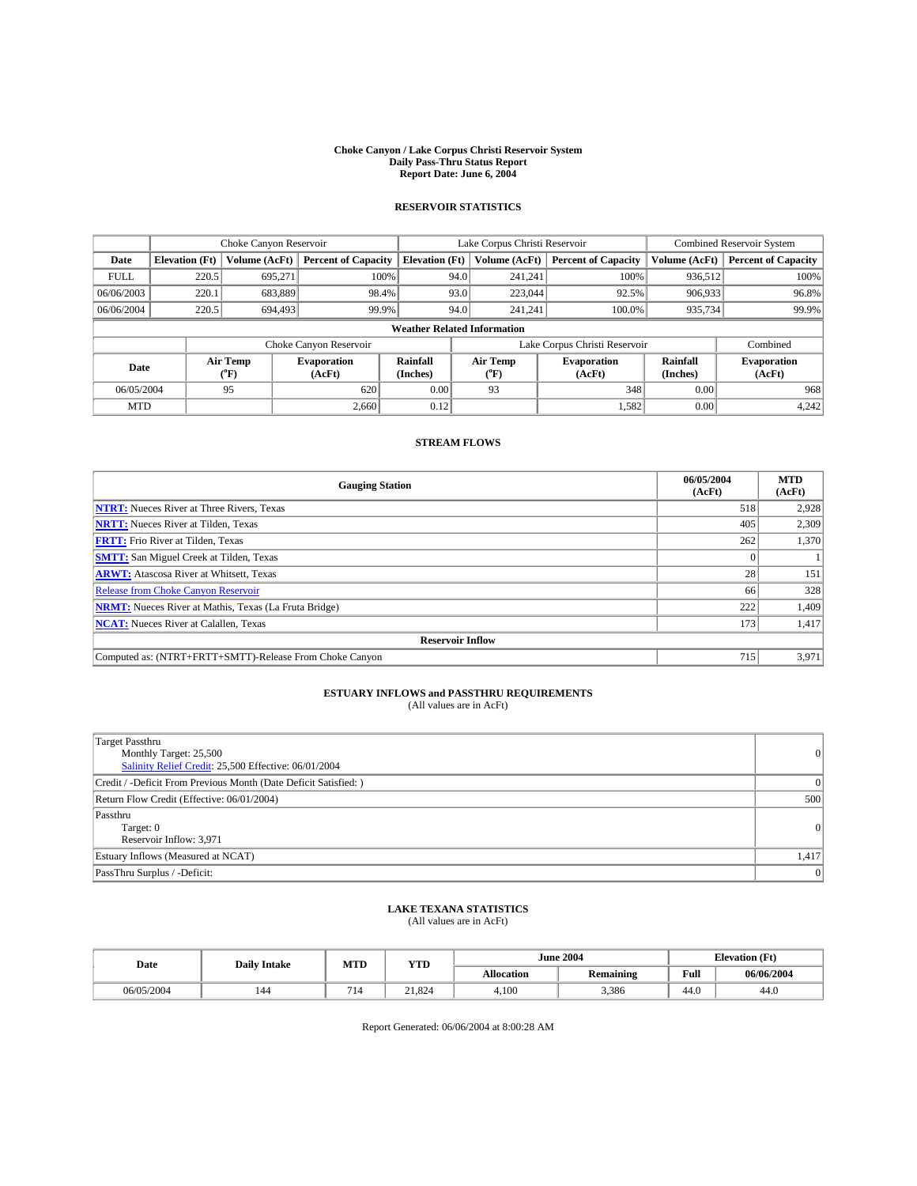# Choke Canyon / Lake Corpus Christi Reservoir System
## Daily Pass-Thru Status Report
## Report Date: June 6, 2004

### RESERVOIR STATISTICS

| | Choke Canyon Reservoir | | | Lake Corpus Christi Reservoir | | | Combined Reservoir System | |
|---|---|---|---|---|---|---|---|---|
| Date | Elevation (Ft) | Volume (AcFt) | Percent of Capacity | Elevation (Ft) | Volume (AcFt) | Percent of Capacity | Volume (AcFt) | Percent of Capacity |
| FULL | 220.5 | 695,271 | 100% | 94.0 | 241,241 | 100% | 936,512 | 100% |
| 06/06/2003 | 220.1 | 683,889 | 98.4% | 93.0 | 223,044 | 92.5% | 906,933 | 96.8% |
| 06/06/2004 | 220.5 | 694,493 | 99.9% | 94.0 | 241,241 | 100.0% | 935,734 | 99.9% |

**Weather Related Information**

| | Choke Canyon Reservoir | | | Lake Corpus Christi Reservoir | | | Combined |
|---|---|---|---|---|---|---|---|
| Date | Air Temp (°F) | Evaporation (AcFt) | Rainfall (Inches) | Air Temp (°F) | Evaporation (AcFt) | Rainfall (Inches) | Evaporation (AcFt) |
| 06/05/2004 | 95 | 620 | 0.00 | 93 | 348 | 0.00 | 968 |
| MTD | | 2,660 | 0.12 | | 1,582 | 0.00 | 4,242 |

### STREAM FLOWS

| Gauging Station | 06/05/2004 (AcFt) | MTD (AcFt) |
|---|---|---|
| **NTRT:** Nueces River at Three Rivers, Texas | 518 | 2,928 |
| **NRTT:** Nueces River at Tilden, Texas | 405 | 2,309 |
| **FRTT:** Frio River at Tilden, Texas | 262 | 1,370 |
| **SMTT:** San Miguel Creek at Tilden, Texas | 0 | 1 |
| **ARWT:** Atascosa River at Whitsett, Texas | 28 | 151 |
| Release from Choke Canyon Reservoir | 66 | 328 |
| **NRMT:** Nueces River at Mathis, Texas (La Fruta Bridge) | 222 | 1,409 |
| **NCAT:** Nueces River at Calallen, Texas | 173 | 1,417 |
| **Reservoir Inflow** | | |
| Computed as: (NTRT+FRTT+SMTT)-Release From Choke Canyon | 715 | 3,971 |

### ESTUARY INFLOWS and PASSTHRU REQUIREMENTS
(All values are in AcFt)

| | |
|---|---|
| Target Passthru<br>Monthly Target: 25,500<br>Salinity Relief Credit: 25,500 Effective: 06/01/2004 | 0 |
| Credit / -Deficit From Previous Month (Date Deficit Satisfied: ) | 0 |
| Return Flow Credit (Effective: 06/01/2004) | 500 |
| Passthru<br>Target: 0<br>Reservoir Inflow: 3,971 | 0 |
| Estuary Inflows (Measured at NCAT) | 1,417 |
| PassThru Surplus / -Deficit: | 0 |

### LAKE TEXANA STATISTICS
(All values are in AcFt)

| Date | Daily Intake | MTD | YTD | June 2004 | | Elevation (Ft) | |
|---|---|---|---|---|---|---|---|
| | | | | Allocation | Remaining | Full | 06/06/2004 |
| 06/05/2004 | 144 | 714 | 21,824 | 4,100 | 3,386 | 44.0 | 44.0 |

Report Generated: 06/06/2004 at 8:00:28 AM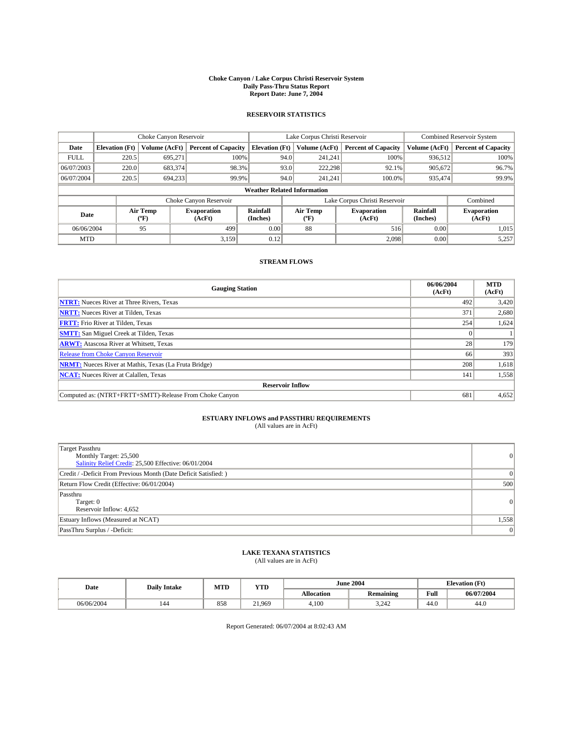**Choke Canyon / Lake Corpus Christi Reservoir System**
**Daily Pass-Thru Status Report**
**Report Date: June 7, 2004**

## RESERVOIR STATISTICS

| | Choke Canyon Reservoir | | | Lake Corpus Christi Reservoir | | | Combined Reservoir System | |
|---|---|---|---|---|---|---|---|---|
| **Date** | **Elevation (Ft)** | **Volume (AcFt)** | **Percent of Capacity** | **Elevation (Ft)** | **Volume (AcFt)** | **Percent of Capacity** | **Volume (AcFt)** | **Percent of Capacity** |
| FULL | 220.5 | 695,271 | 100% | 94.0 | 241,241 | 100% | 936,512 | 100% |
| 06/07/2003 | 220.0 | 683,374 | 98.3% | 93.0 | 222,298 | 92.1% | 905,672 | 96.7% |
| 06/07/2004 | 220.5 | 694,233 | 99.9% | 94.0 | 241,241 | 100.0% | 935,474 | 99.9% |

**Weather Related Information**

| | Choke Canyon Reservoir | | | Lake Corpus Christi Reservoir | | | Combined |
|---|---|---|---|---|---|---|---|
| **Date** | **Air Temp (ºF)** | **Evaporation (AcFt)** | **Rainfall (Inches)** | **Air Temp (ºF)** | **Evaporation (AcFt)** | **Rainfall (Inches)** | **Evaporation (AcFt)** |
| 06/06/2004 | 95 | 499 | 0.00 | 88 | 516 | 0.00 | 1,015 |
| MTD | | 3,159 | 0.12 | | 2,098 | 0.00 | 5,257 |

## STREAM FLOWS

| Gauging Station | 06/06/2004 (AcFt) | MTD (AcFt) |
|---|---|---|
| **NTRT:** Nueces River at Three Rivers, Texas | 492 | 3,420 |
| **NRTT:** Nueces River at Tilden, Texas | 371 | 2,680 |
| **FRTT:** Frio River at Tilden, Texas | 254 | 1,624 |
| **SMTT:** San Miguel Creek at Tilden, Texas | 0 | 1 |
| **ARWT:** Atascosa River at Whitsett, Texas | 28 | 179 |
| Release from Choke Canyon Reservoir | 66 | 393 |
| **NRMT:** Nueces River at Mathis, Texas (La Fruta Bridge) | 208 | 1,618 |
| **NCAT:** Nueces River at Calallen, Texas | 141 | 1,558 |
| **Reservoir Inflow** | | |
| Computed as: (NTRT+FRTT+SMTT)-Release From Choke Canyon | 681 | 4,652 |

## ESTUARY INFLOWS and PASSTHRU REQUIREMENTS
(All values are in AcFt)

| | |
|---|---|
| Target Passthru<br>Monthly Target: 25,500<br>Salinity Relief Credit: 25,500 Effective: 06/01/2004 | 0 |
| Credit / -Deficit From Previous Month (Date Deficit Satisfied: ) | 0 |
| Return Flow Credit (Effective: 06/01/2004) | 500 |
| Passthru<br>Target: 0<br>Reservoir Inflow: 4,652 | 0 |
| Estuary Inflows (Measured at NCAT) | 1,558 |
| PassThru Surplus / -Deficit: | 0 |

## LAKE TEXANA STATISTICS
(All values are in AcFt)

| Date | Daily Intake | MTD | YTD | June 2004 | | Elevation (Ft) | |
|---|---|---|---|---|---|---|---|
| | | | | **Allocation** | **Remaining** | **Full** | **06/07/2004** |
| 06/06/2004 | 144 | 858 | 21,969 | 4,100 | 3,242 | 44.0 | 44.0 |

Report Generated: 06/07/2004 at 8:02:43 AM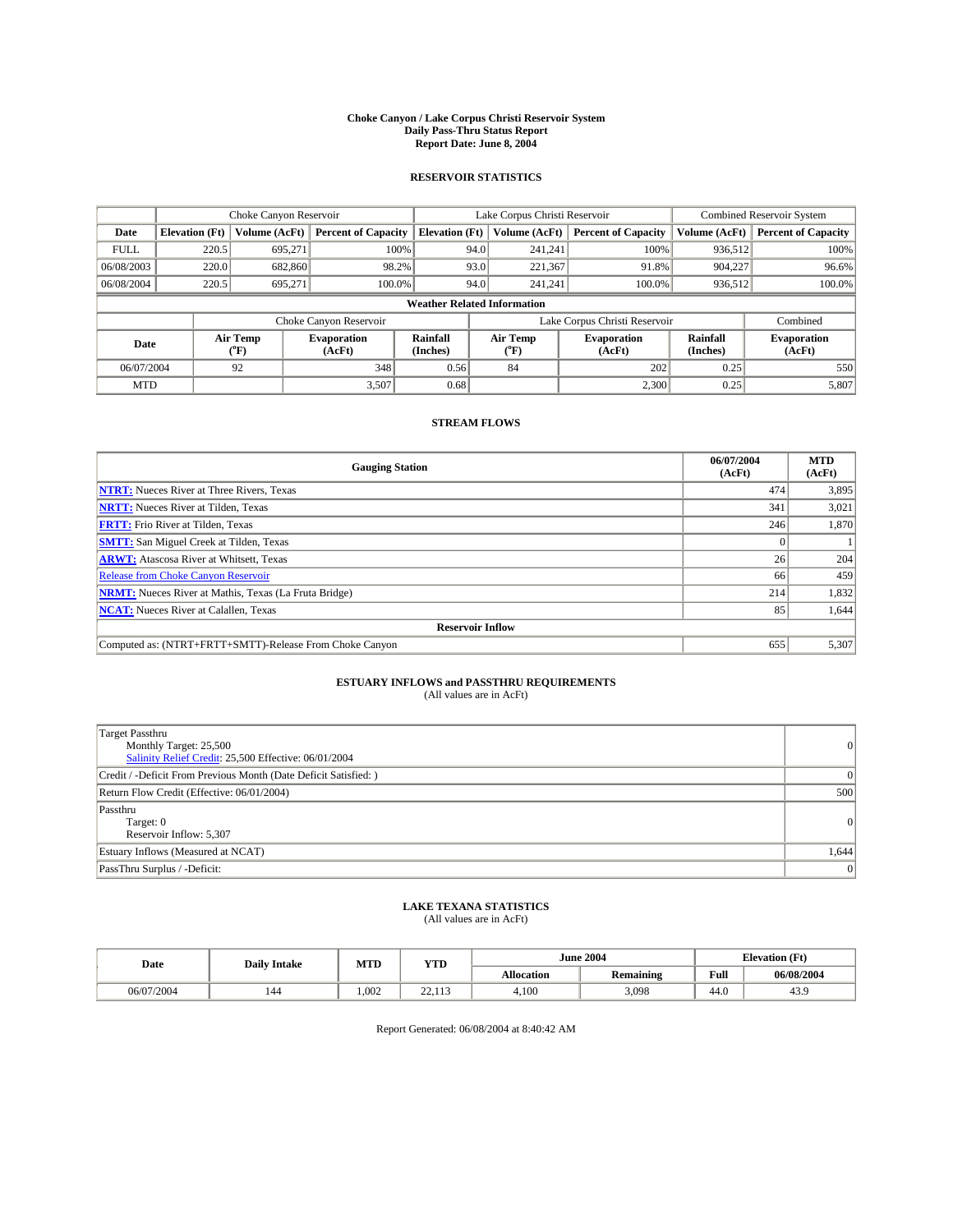# Choke Canyon / Lake Corpus Christi Reservoir System
## Daily Pass-Thru Status Report
### Report Date: June 8, 2004

## RESERVOIR STATISTICS

| | Choke Canyon Reservoir | | | Lake Corpus Christi Reservoir | | | Combined Reservoir System | |
|---|---|---|---|---|---|---|---|---|
| Date | Elevation (Ft) | Volume (AcFt) | Percent of Capacity | Elevation (Ft) | Volume (AcFt) | Percent of Capacity | Volume (AcFt) | Percent of Capacity |
| FULL | 220.5 | 695,271 | 100% | 94.0 | 241,241 | 100% | 936,512 | 100% |
| 06/08/2003 | 220.0 | 682,860 | 98.2% | 93.0 | 221,367 | 91.8% | 904,227 | 96.6% |
| 06/08/2004 | 220.5 | 695,271 | 100.0% | 94.0 | 241,241 | 100.0% | 936,512 | 100.0% |

**Weather Related Information**

| | Choke Canyon Reservoir | | | Lake Corpus Christi Reservoir | | | Combined |
|---|---|---|---|---|---|---|---|
| Date | Air Temp (°F) | Evaporation (AcFt) | Rainfall (Inches) | Air Temp (°F) | Evaporation (AcFt) | Rainfall (Inches) | Evaporation (AcFt) |
| 06/07/2004 | 92 | 348 | 0.56 | 84 | 202 | 0.25 | 550 |
| MTD | | 3,507 | 0.68 | | 2,300 | 0.25 | 5,807 |

## STREAM FLOWS

| Gauging Station | 06/07/2004 (AcFt) | MTD (AcFt) |
|---|---|---|
| **NTRT:** Nueces River at Three Rivers, Texas | 474 | 3,895 |
| **NRTT:** Nueces River at Tilden, Texas | 341 | 3,021 |
| **FRTT:** Frio River at Tilden, Texas | 246 | 1,870 |
| **SMTT:** San Miguel Creek at Tilden, Texas | 0 | 1 |
| **ARWT:** Atascosa River at Whitsett, Texas | 26 | 204 |
| Release from Choke Canyon Reservoir | 66 | 459 |
| **NRMT:** Nueces River at Mathis, Texas (La Fruta Bridge) | 214 | 1,832 |
| **NCAT:** Nueces River at Calallen, Texas | 85 | 1,644 |
| **Reservoir Inflow** | | |
| Computed as: (NTRT+FRTT+SMTT)-Release From Choke Canyon | 655 | 5,307 |

## ESTUARY INFLOWS and PASSTHRU REQUIREMENTS
(All values are in AcFt)

| | |
|---|---|
| Target Passthru<br>Monthly Target: 25,500<br>Salinity Relief Credit: 25,500 Effective: 06/01/2004 | 0 |
| Credit / -Deficit From Previous Month (Date Deficit Satisfied: ) | 0 |
| Return Flow Credit (Effective: 06/01/2004) | 500 |
| Passthru<br>Target: 0<br>Reservoir Inflow: 5,307 | 0 |
| Estuary Inflows (Measured at NCAT) | 1,644 |
| PassThru Surplus / -Deficit: | 0 |

## LAKE TEXANA STATISTICS
(All values are in AcFt)

| Date | Daily Intake | MTD | YTD | June 2004 | | Elevation (Ft) | |
|---|---|---|---|---|---|---|---|
| | | | | Allocation | Remaining | Full | 06/08/2004 |
| 06/07/2004 | 144 | 1,002 | 22,113 | 4,100 | 3,098 | 44.0 | 43.9 |

Report Generated: 06/08/2004 at 8:40:42 AM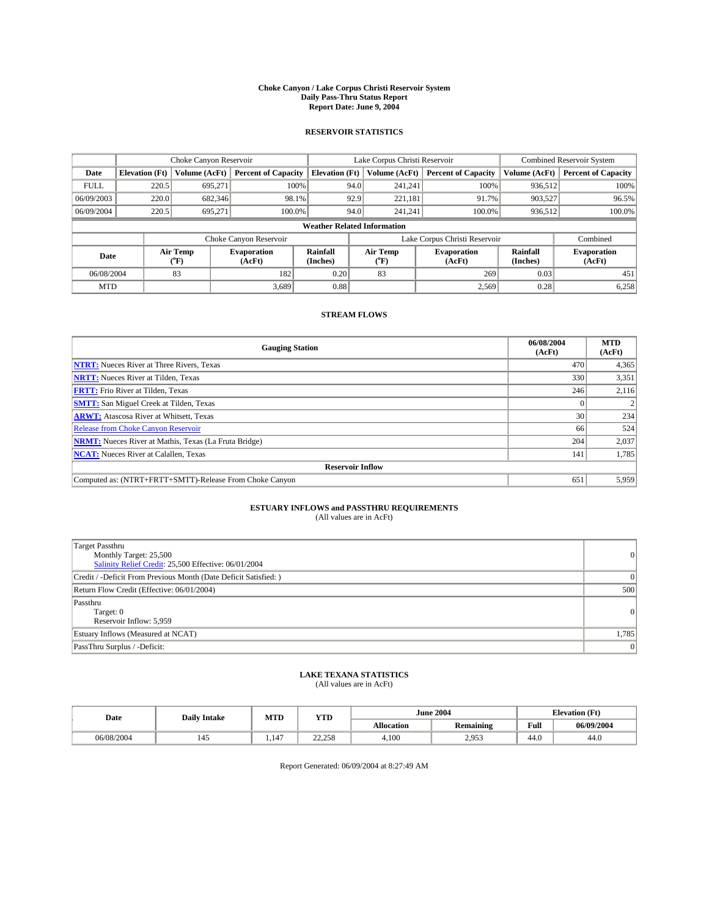# Choke Canyon / Lake Corpus Christi Reservoir System
## Daily Pass-Thru Status Report
## Report Date: June 9, 2004

### RESERVOIR STATISTICS

| | Choke Canyon Reservoir | | | Lake Corpus Christi Reservoir | | | Combined Reservoir System | |
|---|---|---|---|---|---|---|---|---|
| Date | Elevation (Ft) | Volume (AcFt) | Percent of Capacity | Elevation (Ft) | Volume (AcFt) | Percent of Capacity | Volume (AcFt) | Percent of Capacity |
| FULL | 220.5 | 695,271 | 100% | 94.0 | 241,241 | 100% | 936,512 | 100% |
| 06/09/2003 | 220.0 | 682,346 | 98.1% | 92.9 | 221,181 | 91.7% | 903,527 | 96.5% |
| 06/09/2004 | 220.5 | 695,271 | 100.0% | 94.0 | 241,241 | 100.0% | 936,512 | 100.0% |

**Weather Related Information**

| | Choke Canyon Reservoir | | | Lake Corpus Christi Reservoir | | | Combined |
|---|---|---|---|---|---|---|---|
| Date | Air Temp (°F) | Evaporation (AcFt) | Rainfall (Inches) | Air Temp (°F) | Evaporation (AcFt) | Rainfall (Inches) | Evaporation (AcFt) |
| 06/08/2004 | 83 | 182 | 0.20 | 83 | 269 | 0.03 | 451 |
| MTD | | 3,689 | 0.88 | | 2,569 | 0.28 | 6,258 |

### STREAM FLOWS

| Gauging Station | 06/08/2004 (AcFt) | MTD (AcFt) |
|---|---|---|
| NTRT: Nueces River at Three Rivers, Texas | 470 | 4,365 |
| NRTT: Nueces River at Tilden, Texas | 330 | 3,351 |
| FRTT: Frio River at Tilden, Texas | 246 | 2,116 |
| SMTT: San Miguel Creek at Tilden, Texas | 0 | 2 |
| ARWT: Atascosa River at Whitsett, Texas | 30 | 234 |
| Release from Choke Canyon Reservoir | 66 | 524 |
| NRMT: Nueces River at Mathis, Texas (La Fruta Bridge) | 204 | 2,037 |
| NCAT: Nueces River at Calallen, Texas | 141 | 1,785 |
| **Reservoir Inflow** | | |
| Computed as: (NTRT+FRTT+SMTT)-Release From Choke Canyon | 651 | 5,959 |

### ESTUARY INFLOWS and PASSTHRU REQUIREMENTS
(All values are in AcFt)

| | |
|---|---|
| Target Passthru<br>Monthly Target: 25,500<br>Salinity Relief Credit: 25,500 Effective: 06/01/2004 | 0 |
| Credit / -Deficit From Previous Month (Date Deficit Satisfied: ) | 0 |
| Return Flow Credit (Effective: 06/01/2004) | 500 |
| Passthru<br>Target: 0<br>Reservoir Inflow: 5,959 | 0 |
| Estuary Inflows (Measured at NCAT) | 1,785 |
| PassThru Surplus / -Deficit: | 0 |

### LAKE TEXANA STATISTICS
(All values are in AcFt)

| Date | Daily Intake | MTD | YTD | June 2004 | | Elevation (Ft) | |
|---|---|---|---|---|---|---|---|
| | | | | Allocation | Remaining | Full | 06/09/2004 |
| 06/08/2004 | 145 | 1,147 | 22,258 | 4,100 | 2,953 | 44.0 | 44.0 |

Report Generated: 06/09/2004 at 8:27:49 AM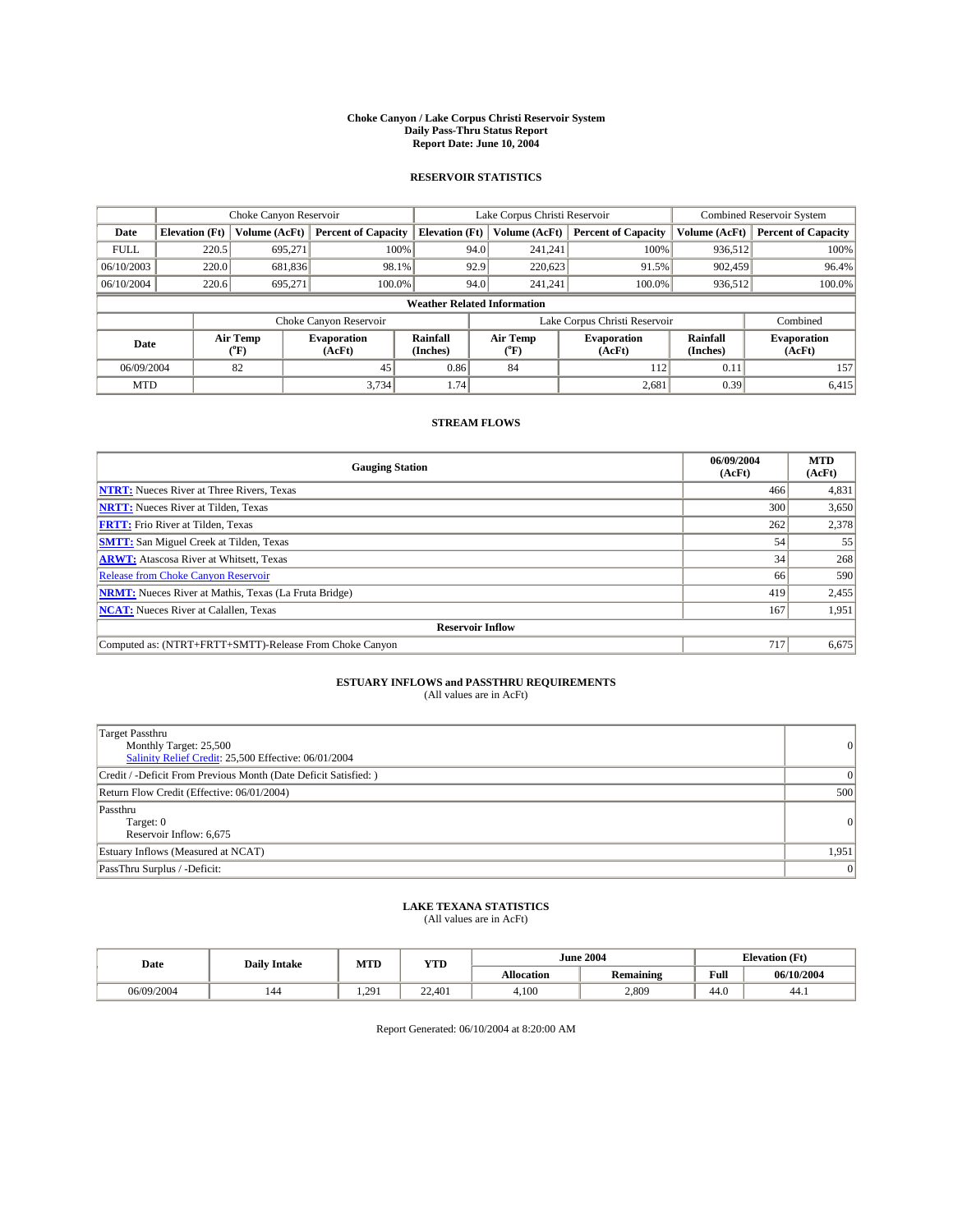# Choke Canyon / Lake Corpus Christi Reservoir System
## Daily Pass-Thru Status Report
## Report Date: June 10, 2004

### RESERVOIR STATISTICS

| | Choke Canyon Reservoir | | | Lake Corpus Christi Reservoir | | | Combined Reservoir System | |
|---|---|---|---|---|---|---|---|---|
| Date | Elevation (Ft) | Volume (AcFt) | Percent of Capacity | Elevation (Ft) | Volume (AcFt) | Percent of Capacity | Volume (AcFt) | Percent of Capacity |
| FULL | 220.5 | 695,271 | 100% | 94.0 | 241,241 | 100% | 936,512 | 100% |
| 06/10/2003 | 220.0 | 681,836 | 98.1% | 92.9 | 220,623 | 91.5% | 902,459 | 96.4% |
| 06/10/2004 | 220.6 | 695,271 | 100.0% | 94.0 | 241,241 | 100.0% | 936,512 | 100.0% |

**Weather Related Information**

| | Choke Canyon Reservoir | | | Lake Corpus Christi Reservoir | | | Combined |
|---|---|---|---|---|---|---|---|
| Date | Air Temp (°F) | Evaporation (AcFt) | Rainfall (Inches) | Air Temp (°F) | Evaporation (AcFt) | Rainfall (Inches) | Evaporation (AcFt) |
| 06/09/2004 | 82 | 45 | 0.86 | 84 | 112 | 0.11 | 157 |
| MTD | | 3,734 | 1.74 | | 2,681 | 0.39 | 6,415 |

### STREAM FLOWS

| Gauging Station | 06/09/2004 (AcFt) | MTD (AcFt) |
|---|---|---|
| NTRT: Nueces River at Three Rivers, Texas | 466 | 4,831 |
| NRTT: Nueces River at Tilden, Texas | 300 | 3,650 |
| FRTT: Frio River at Tilden, Texas | 262 | 2,378 |
| SMTT: San Miguel Creek at Tilden, Texas | 54 | 55 |
| ARWT: Atascosa River at Whitsett, Texas | 34 | 268 |
| Release from Choke Canyon Reservoir | 66 | 590 |
| NRMT: Nueces River at Mathis, Texas (La Fruta Bridge) | 419 | 2,455 |
| NCAT: Nueces River at Calallen, Texas | 167 | 1,951 |
| **Reservoir Inflow** | | |
| Computed as: (NTRT+FRTT+SMTT)-Release From Choke Canyon | 717 | 6,675 |

### ESTUARY INFLOWS and PASSTHRU REQUIREMENTS
(All values are in AcFt)

| | |
|---|---|
| Target Passthru<br>Monthly Target: 25,500<br>Salinity Relief Credit: 25,500 Effective: 06/01/2004 | 0 |
| Credit / -Deficit From Previous Month (Date Deficit Satisfied: ) | 0 |
| Return Flow Credit (Effective: 06/01/2004) | 500 |
| Passthru<br>Target: 0<br>Reservoir Inflow: 6,675 | 0 |
| Estuary Inflows (Measured at NCAT) | 1,951 |
| PassThru Surplus / -Deficit: | 0 |

### LAKE TEXANA STATISTICS
(All values are in AcFt)

| Date | Daily Intake | MTD | YTD | June 2004 | | Elevation (Ft) | |
|---|---|---|---|---|---|---|---|
| | | | | Allocation | Remaining | Full | 06/10/2004 |
| 06/09/2004 | 144 | 1,291 | 22,401 | 4,100 | 2,809 | 44.0 | 44.1 |

Report Generated: 06/10/2004 at 8:20:00 AM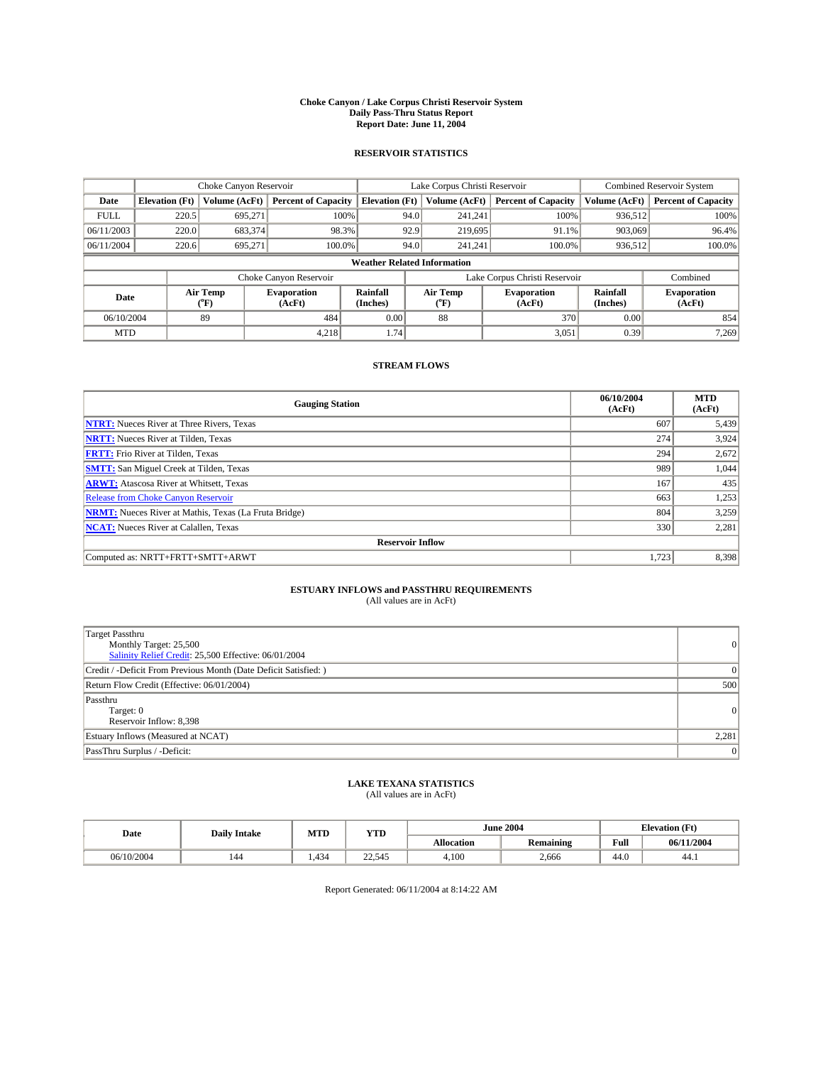# Choke Canyon / Lake Corpus Christi Reservoir System
# Daily Pass-Thru Status Report
# Report Date: June 11, 2004

## RESERVOIR STATISTICS

| | Choke Canyon Reservoir | | | Lake Corpus Christi Reservoir | | | Combined Reservoir System | |
|---|---|---|---|---|---|---|---|---|
| Date | Elevation (Ft) | Volume (AcFt) | Percent of Capacity | Elevation (Ft) | Volume (AcFt) | Percent of Capacity | Volume (AcFt) | Percent of Capacity |
| FULL | 220.5 | 695,271 | 100% | 94.0 | 241,241 | 100% | 936,512 | 100% |
| 06/11/2003 | 220.0 | 683,374 | 98.3% | 92.9 | 219,695 | 91.1% | 903,069 | 96.4% |
| 06/11/2004 | 220.6 | 695,271 | 100.0% | 94.0 | 241,241 | 100.0% | 936,512 | 100.0% |

**Weather Related Information**

| | Choke Canyon Reservoir | | | Lake Corpus Christi Reservoir | | | Combined |
|---|---|---|---|---|---|---|---|
| Date | Air Temp (°F) | Evaporation (AcFt) | Rainfall (Inches) | Air Temp (°F) | Evaporation (AcFt) | Rainfall (Inches) | Evaporation (AcFt) |
| 06/10/2004 | 89 | 484 | 0.00 | 88 | 370 | 0.00 | 854 |
| MTD | | 4,218 | 1.74 | | 3,051 | 0.39 | 7,269 |

## STREAM FLOWS

| Gauging Station | 06/10/2004 (AcFt) | MTD (AcFt) |
|---|---|---|
| NTRT: Nueces River at Three Rivers, Texas | 607 | 5,439 |
| NRTT: Nueces River at Tilden, Texas | 274 | 3,924 |
| FRTT: Frio River at Tilden, Texas | 294 | 2,672 |
| SMTT: San Miguel Creek at Tilden, Texas | 989 | 1,044 |
| ARWT: Atascosa River at Whitsett, Texas | 167 | 435 |
| Release from Choke Canyon Reservoir | 663 | 1,253 |
| NRMT: Nueces River at Mathis, Texas (La Fruta Bridge) | 804 | 3,259 |
| NCAT: Nueces River at Calallen, Texas | 330 | 2,281 |
| **Reservoir Inflow** | | |
| Computed as: NRTT+FRTT+SMTT+ARWT | 1,723 | 8,398 |

## ESTUARY INFLOWS and PASSTHRU REQUIREMENTS
(All values are in AcFt)

| | |
|---|---|
| Target Passthru<br>Monthly Target: 25,500<br>Salinity Relief Credit: 25,500 Effective: 06/01/2004 | 0 |
| Credit / -Deficit From Previous Month (Date Deficit Satisfied: ) | 0 |
| Return Flow Credit (Effective: 06/01/2004) | 500 |
| Passthru<br>Target: 0<br>Reservoir Inflow: 8,398 | 0 |
| Estuary Inflows (Measured at NCAT) | 2,281 |
| PassThru Surplus / -Deficit: | 0 |

## LAKE TEXANA STATISTICS
(All values are in AcFt)

| Date | Daily Intake | MTD | YTD | June 2004 | | Elevation (Ft) | |
|---|---|---|---|---|---|---|---|
| | | | | Allocation | Remaining | Full | 06/11/2004 |
| 06/10/2004 | 144 | 1,434 | 22,545 | 4,100 | 2,666 | 44.0 | 44.1 |

Report Generated: 06/11/2004 at 8:14:22 AM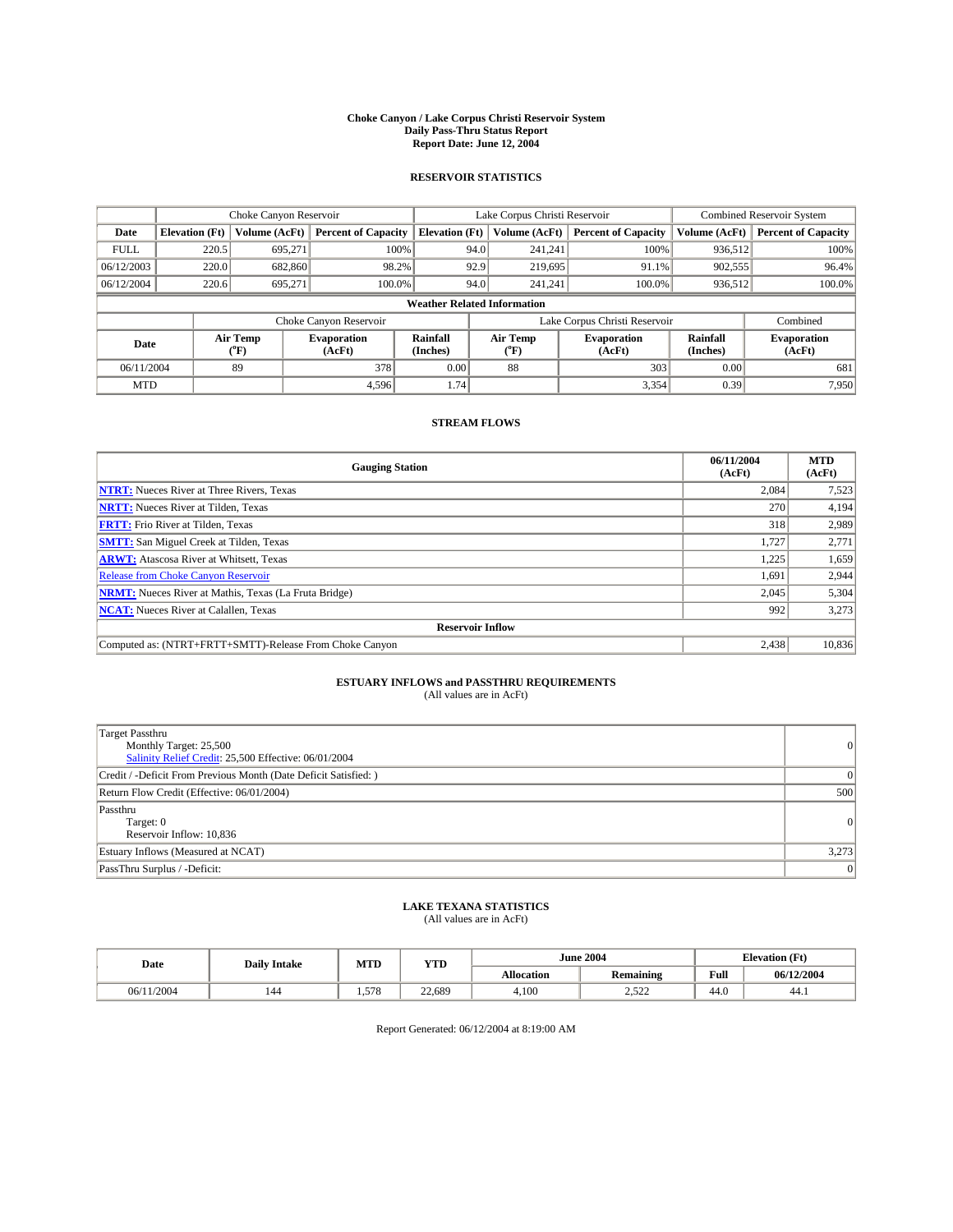# Choke Canyon / Lake Corpus Christi Reservoir System
## Daily Pass-Thru Status Report
## Report Date: June 12, 2004

### RESERVOIR STATISTICS

| | Choke Canyon Reservoir | | | Lake Corpus Christi Reservoir | | | Combined Reservoir System | |
|---|---|---|---|---|---|---|---|---|
| Date | Elevation (Ft) | Volume (AcFt) | Percent of Capacity | Elevation (Ft) | Volume (AcFt) | Percent of Capacity | Volume (AcFt) | Percent of Capacity |
| FULL | 220.5 | 695,271 | 100% | 94.0 | 241,241 | 100% | 936,512 | 100% |
| 06/12/2003 | 220.0 | 682,860 | 98.2% | 92.9 | 219,695 | 91.1% | 902,555 | 96.4% |
| 06/12/2004 | 220.6 | 695,271 | 100.0% | 94.0 | 241,241 | 100.0% | 936,512 | 100.0% |

**Weather Related Information**

| | Choke Canyon Reservoir | | | Lake Corpus Christi Reservoir | | | Combined |
|---|---|---|---|---|---|---|---|
| Date | Air Temp (°F) | Evaporation (AcFt) | Rainfall (Inches) | Air Temp (°F) | Evaporation (AcFt) | Rainfall (Inches) | Evaporation (AcFt) |
| 06/11/2004 | 89 | 378 | 0.00 | 88 | 303 | 0.00 | 681 |
| MTD | | 4,596 | 1.74 | | 3,354 | 0.39 | 7,950 |

### STREAM FLOWS

| Gauging Station | 06/11/2004 (AcFt) | MTD (AcFt) |
|---|---|---|
| NTRT: Nueces River at Three Rivers, Texas | 2,084 | 7,523 |
| NRTT: Nueces River at Tilden, Texas | 270 | 4,194 |
| FRTT: Frio River at Tilden, Texas | 318 | 2,989 |
| SMTT: San Miguel Creek at Tilden, Texas | 1,727 | 2,771 |
| ARWT: Atascosa River at Whitsett, Texas | 1,225 | 1,659 |
| Release from Choke Canyon Reservoir | 1,691 | 2,944 |
| NRMT: Nueces River at Mathis, Texas (La Fruta Bridge) | 2,045 | 5,304 |
| NCAT: Nueces River at Calallen, Texas | 992 | 3,273 |
| **Reservoir Inflow** | | |
| Computed as: (NTRT+FRTT+SMTT)-Release From Choke Canyon | 2,438 | 10,836 |

### ESTUARY INFLOWS and PASSTHRU REQUIREMENTS
(All values are in AcFt)

| | |
|---|---|
| Target Passthru<br>Monthly Target: 25,500<br>Salinity Relief Credit: 25,500 Effective: 06/01/2004 | 0 |
| Credit / -Deficit From Previous Month (Date Deficit Satisfied: ) | 0 |
| Return Flow Credit (Effective: 06/01/2004) | 500 |
| Passthru<br>Target: 0<br>Reservoir Inflow: 10,836 | 0 |
| Estuary Inflows (Measured at NCAT) | 3,273 |
| PassThru Surplus / -Deficit: | 0 |

### LAKE TEXANA STATISTICS
(All values are in AcFt)

| Date | Daily Intake | MTD | YTD | June 2004 | | Elevation (Ft) | |
|---|---|---|---|---|---|---|---|
| | | | | Allocation | Remaining | Full | 06/12/2004 |
| 06/11/2004 | 144 | 1,578 | 22,689 | 4,100 | 2,522 | 44.0 | 44.1 |

Report Generated: 06/12/2004 at 8:19:00 AM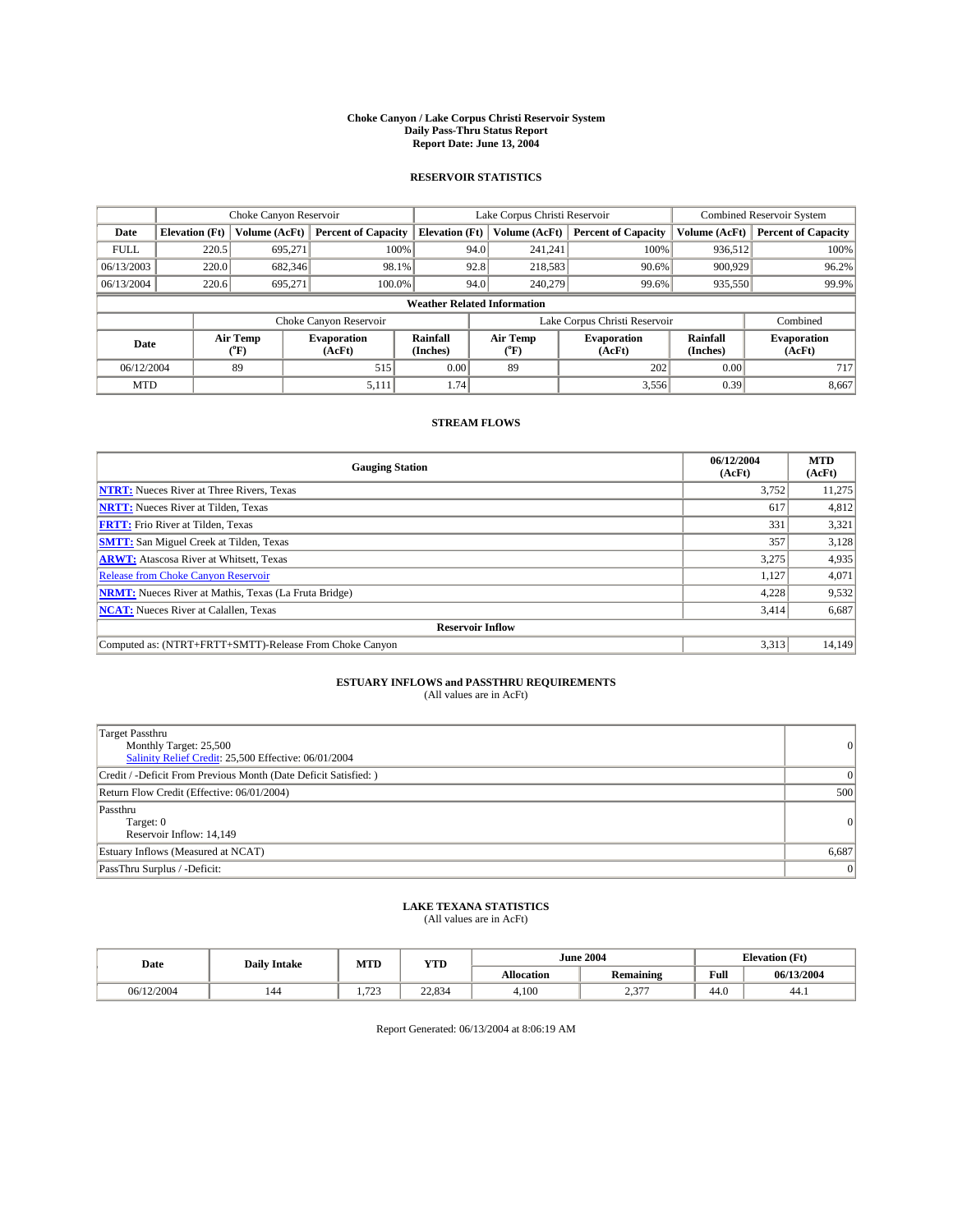# Choke Canyon / Lake Corpus Christi Reservoir System
## Daily Pass-Thru Status Report
### Report Date: June 13, 2004

## RESERVOIR STATISTICS

| | Choke Canyon Reservoir | | | Lake Corpus Christi Reservoir | | | Combined Reservoir System | |
|---|---|---|---|---|---|---|---|---|
| Date | Elevation (Ft) | Volume (AcFt) | Percent of Capacity | Elevation (Ft) | Volume (AcFt) | Percent of Capacity | Volume (AcFt) | Percent of Capacity |
| FULL | 220.5 | 695,271 | 100% | 94.0 | 241,241 | 100% | 936,512 | 100% |
| 06/13/2003 | 220.0 | 682,346 | 98.1% | 92.8 | 218,583 | 90.6% | 900,929 | 96.2% |
| 06/13/2004 | 220.6 | 695,271 | 100.0% | 94.0 | 240,279 | 99.6% | 935,550 | 99.9% |

**Weather Related Information**

| | Choke Canyon Reservoir | | | Lake Corpus Christi Reservoir | | | Combined |
|---|---|---|---|---|---|---|---|
| Date | Air Temp (°F) | Evaporation (AcFt) | Rainfall (Inches) | Air Temp (°F) | Evaporation (AcFt) | Rainfall (Inches) | Evaporation (AcFt) |
| 06/12/2004 | 89 | 515 | 0.00 | 89 | 202 | 0.00 | 717 |
| MTD | | 5,111 | 1.74 | | 3,556 | 0.39 | 8,667 |

## STREAM FLOWS

| Gauging Station | 06/12/2004 (AcFt) | MTD (AcFt) |
|---|---|---|
| NTRT: Nueces River at Three Rivers, Texas | 3,752 | 11,275 |
| NRTT: Nueces River at Tilden, Texas | 617 | 4,812 |
| FRTT: Frio River at Tilden, Texas | 331 | 3,321 |
| SMTT: San Miguel Creek at Tilden, Texas | 357 | 3,128 |
| ARWT: Atascosa River at Whitsett, Texas | 3,275 | 4,935 |
| Release from Choke Canyon Reservoir | 1,127 | 4,071 |
| NRMT: Nueces River at Mathis, Texas (La Fruta Bridge) | 4,228 | 9,532 |
| NCAT: Nueces River at Calallen, Texas | 3,414 | 6,687 |
| **Reservoir Inflow** | | |
| Computed as: (NTRT+FRTT+SMTT)-Release From Choke Canyon | 3,313 | 14,149 |

## ESTUARY INFLOWS and PASSTHRU REQUIREMENTS
(All values are in AcFt)

| | |
|---|---|
| Target Passthru<br>Monthly Target: 25,500<br>Salinity Relief Credit: 25,500 Effective: 06/01/2004 | 0 |
| Credit / -Deficit From Previous Month (Date Deficit Satisfied: ) | 0 |
| Return Flow Credit (Effective: 06/01/2004) | 500 |
| Passthru<br>Target: 0<br>Reservoir Inflow: 14,149 | 0 |
| Estuary Inflows (Measured at NCAT) | 6,687 |
| PassThru Surplus / -Deficit: | 0 |

## LAKE TEXANA STATISTICS
(All values are in AcFt)

| Date | Daily Intake | MTD | YTD | June 2004 | | Elevation (Ft) | |
|---|---|---|---|---|---|---|---|
| | | | | Allocation | Remaining | Full | 06/13/2004 |
| 06/12/2004 | 144 | 1,723 | 22,834 | 4,100 | 2,377 | 44.0 | 44.1 |

Report Generated: 06/13/2004 at 8:06:19 AM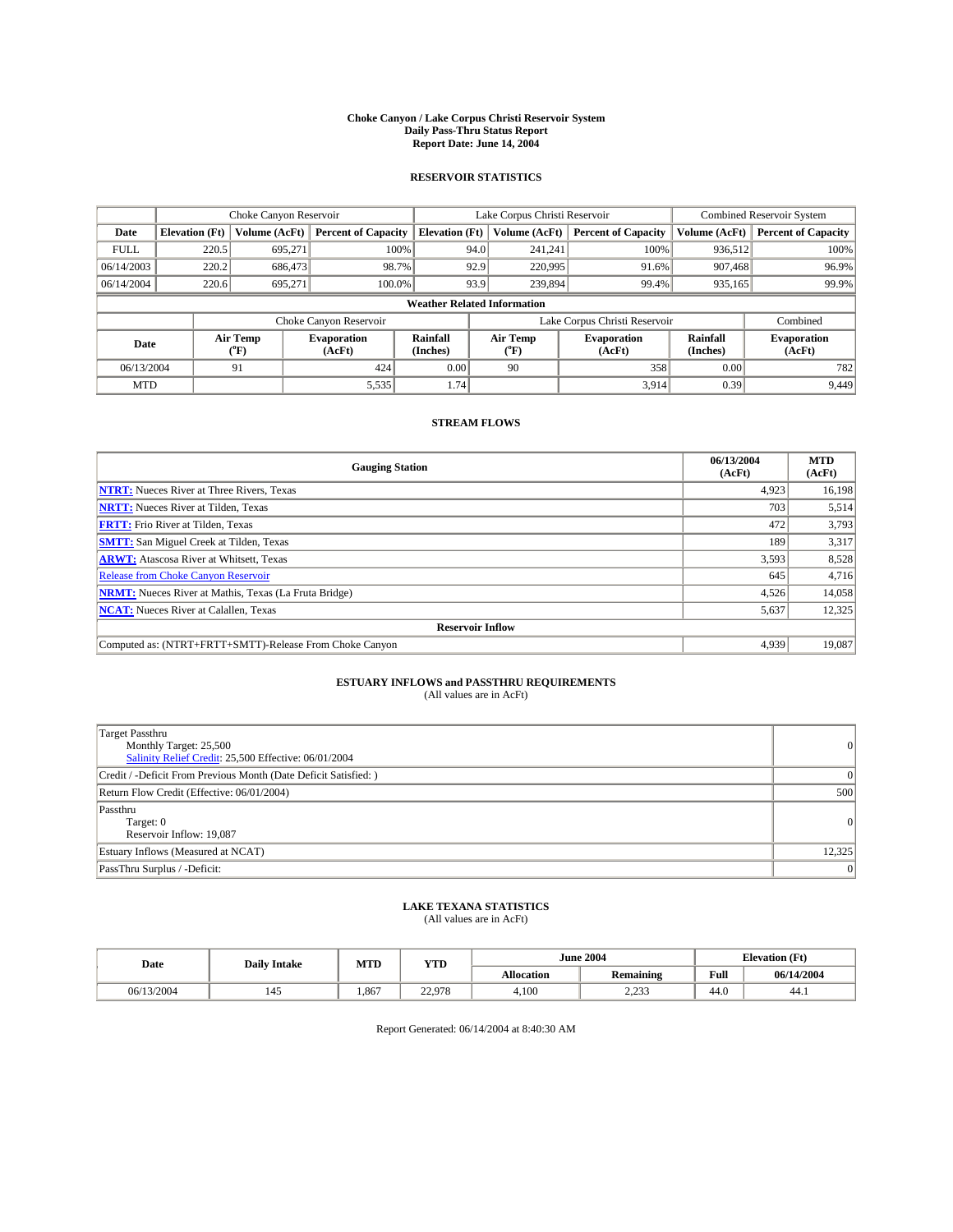**Choke Canyon / Lake Corpus Christi Reservoir System**
**Daily Pass-Thru Status Report**
**Report Date: June 14, 2004**

## RESERVOIR STATISTICS

| | Choke Canyon Reservoir | | | Lake Corpus Christi Reservoir | | | Combined Reservoir System | |
|---|---|---|---|---|---|---|---|---|
| **Date** | **Elevation (Ft)** | **Volume (AcFt)** | **Percent of Capacity** | **Elevation (Ft)** | **Volume (AcFt)** | **Percent of Capacity** | **Volume (AcFt)** | **Percent of Capacity** |
| FULL | 220.5 | 695,271 | 100% | 94.0 | 241,241 | 100% | 936,512 | 100% |
| 06/14/2003 | 220.2 | 686,473 | 98.7% | 92.9 | 220,995 | 91.6% | 907,468 | 96.9% |
| 06/14/2004 | 220.6 | 695,271 | 100.0% | 93.9 | 239,894 | 99.4% | 935,165 | 99.9% |

**Weather Related Information**

| | Choke Canyon Reservoir | | | Lake Corpus Christi Reservoir | | | Combined |
|---|---|---|---|---|---|---|---|
| **Date** | **Air Temp (°F)** | **Evaporation (AcFt)** | **Rainfall (Inches)** | **Air Temp (°F)** | **Evaporation (AcFt)** | **Rainfall (Inches)** | **Evaporation (AcFt)** |
| 06/13/2004 | 91 | 424 | 0.00 | 90 | 358 | 0.00 | 782 |
| MTD | | 5,535 | 1.74 | | 3,914 | 0.39 | 9,449 |

## STREAM FLOWS

| Gauging Station | 06/13/2004 (AcFt) | MTD (AcFt) |
|---|---|---|
| **NTRT:** Nueces River at Three Rivers, Texas | 4,923 | 16,198 |
| **NRTT:** Nueces River at Tilden, Texas | 703 | 5,514 |
| **FRTT:** Frio River at Tilden, Texas | 472 | 3,793 |
| **SMTT:** San Miguel Creek at Tilden, Texas | 189 | 3,317 |
| **ARWT:** Atascosa River at Whitsett, Texas | 3,593 | 8,528 |
| Release from Choke Canyon Reservoir | 645 | 4,716 |
| **NRMT:** Nueces River at Mathis, Texas (La Fruta Bridge) | 4,526 | 14,058 |
| **NCAT:** Nueces River at Calallen, Texas | 5,637 | 12,325 |
| **Reservoir Inflow** | | |
| Computed as: (NTRT+FRTT+SMTT)-Release From Choke Canyon | 4,939 | 19,087 |

## ESTUARY INFLOWS and PASSTHRU REQUIREMENTS

(All values are in AcFt)

| | |
|---|---|
| Target Passthru<br>Monthly Target: 25,500<br>Salinity Relief Credit: 25,500 Effective: 06/01/2004 | 0 |
| Credit / -Deficit From Previous Month (Date Deficit Satisfied: ) | 0 |
| Return Flow Credit (Effective: 06/01/2004) | 500 |
| Passthru<br>Target: 0<br>Reservoir Inflow: 19,087 | 0 |
| Estuary Inflows (Measured at NCAT) | 12,325 |
| PassThru Surplus / -Deficit: | 0 |

## LAKE TEXANA STATISTICS

(All values are in AcFt)

| Date | Daily Intake | MTD | YTD | June 2004 | | Elevation (Ft) | |
|---|---|---|---|---|---|---|---|
| | | | | **Allocation** | **Remaining** | **Full** | **06/14/2004** |
| 06/13/2004 | 145 | 1,867 | 22,978 | 4,100 | 2,233 | 44.0 | 44.1 |

Report Generated: 06/14/2004 at 8:40:30 AM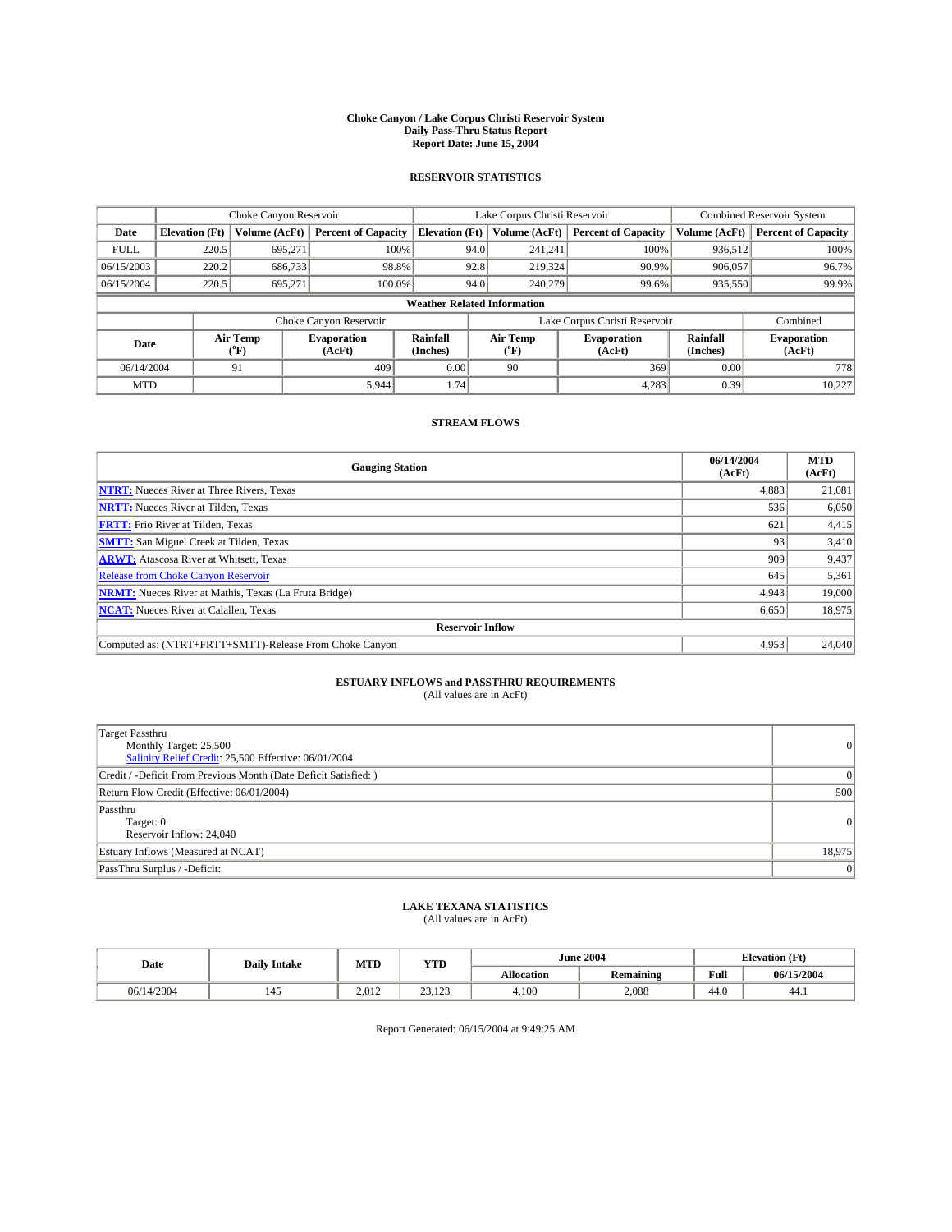# Choke Canyon / Lake Corpus Christi Reservoir System
## Daily Pass-Thru Status Report
## Report Date: June 15, 2004

### RESERVOIR STATISTICS

| | Choke Canyon Reservoir | | | Lake Corpus Christi Reservoir | | | Combined Reservoir System | |
|---|---|---|---|---|---|---|---|---|
| Date | Elevation (Ft) | Volume (AcFt) | Percent of Capacity | Elevation (Ft) | Volume (AcFt) | Percent of Capacity | Volume (AcFt) | Percent of Capacity |
| FULL | 220.5 | 695,271 | 100% | 94.0 | 241,241 | 100% | 936,512 | 100% |
| 06/15/2003 | 220.2 | 686,733 | 98.8% | 92.8 | 219,324 | 90.9% | 906,057 | 96.7% |
| 06/15/2004 | 220.5 | 695,271 | 100.0% | 94.0 | 240,279 | 99.6% | 935,550 | 99.9% |

**Weather Related Information**

| | Choke Canyon Reservoir | | | Lake Corpus Christi Reservoir | | | Combined |
|---|---|---|---|---|---|---|---|
| Date | Air Temp (°F) | Evaporation (AcFt) | Rainfall (Inches) | Air Temp (°F) | Evaporation (AcFt) | Rainfall (Inches) | Evaporation (AcFt) |
| 06/14/2004 | 91 | 409 | 0.00 | 90 | 369 | 0.00 | 778 |
| MTD | | 5,944 | 1.74 | | 4,283 | 0.39 | 10,227 |

### STREAM FLOWS

| Gauging Station | 06/14/2004 (AcFt) | MTD (AcFt) |
|---|---|---|
| NTRT: Nueces River at Three Rivers, Texas | 4,883 | 21,081 |
| NRTT: Nueces River at Tilden, Texas | 536 | 6,050 |
| FRTT: Frio River at Tilden, Texas | 621 | 4,415 |
| SMTT: San Miguel Creek at Tilden, Texas | 93 | 3,410 |
| ARWT: Atascosa River at Whitsett, Texas | 909 | 9,437 |
| Release from Choke Canyon Reservoir | 645 | 5,361 |
| NRMT: Nueces River at Mathis, Texas (La Fruta Bridge) | 4,943 | 19,000 |
| NCAT: Nueces River at Calallen, Texas | 6,650 | 18,975 |
| **Reservoir Inflow** | | |
| Computed as: (NTRT+FRTT+SMTT)-Release From Choke Canyon | 4,953 | 24,040 |

### ESTUARY INFLOWS and PASSTHRU REQUIREMENTS
(All values are in AcFt)

| | |
|---|---|
| Target Passthru<br>Monthly Target: 25,500<br>Salinity Relief Credit: 25,500 Effective: 06/01/2004 | 0 |
| Credit / -Deficit From Previous Month (Date Deficit Satisfied: ) | 0 |
| Return Flow Credit (Effective: 06/01/2004) | 500 |
| Passthru<br>Target: 0<br>Reservoir Inflow: 24,040 | 0 |
| Estuary Inflows (Measured at NCAT) | 18,975 |
| PassThru Surplus / -Deficit: | 0 |

### LAKE TEXANA STATISTICS
(All values are in AcFt)

| Date | Daily Intake | MTD | YTD | June 2004 | | Elevation (Ft) | |
|---|---|---|---|---|---|---|---|
| | | | | Allocation | Remaining | Full | 06/15/2004 |
| 06/14/2004 | 145 | 2,012 | 23,123 | 4,100 | 2,088 | 44.0 | 44.1 |

Report Generated: 06/15/2004 at 9:49:25 AM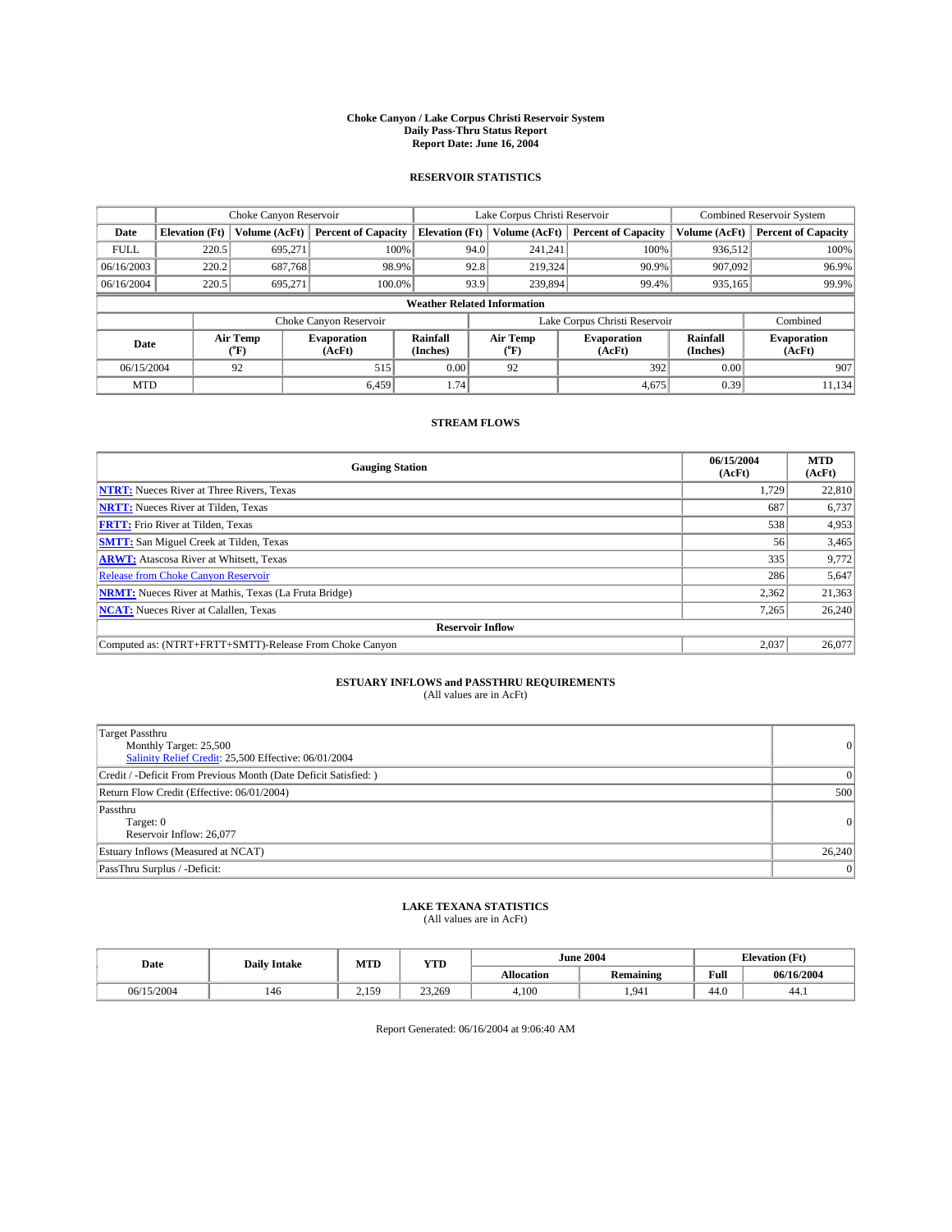# Choke Canyon / Lake Corpus Christi Reservoir System
## Daily Pass-Thru Status Report
### Report Date: June 16, 2004

## RESERVOIR STATISTICS

| | Choke Canyon Reservoir | | | Lake Corpus Christi Reservoir | | | Combined Reservoir System | |
|---|---|---|---|---|---|---|---|---|
| Date | Elevation (Ft) | Volume (AcFt) | Percent of Capacity | Elevation (Ft) | Volume (AcFt) | Percent of Capacity | Volume (AcFt) | Percent of Capacity |
| FULL | 220.5 | 695,271 | 100% | 94.0 | 241,241 | 100% | 936,512 | 100% |
| 06/16/2003 | 220.2 | 687,768 | 98.9% | 92.8 | 219,324 | 90.9% | 907,092 | 96.9% |
| 06/16/2004 | 220.5 | 695,271 | 100.0% | 93.9 | 239,894 | 99.4% | 935,165 | 99.9% |

**Weather Related Information**

| | Choke Canyon Reservoir | | | Lake Corpus Christi Reservoir | | | Combined |
|---|---|---|---|---|---|---|---|
| Date | Air Temp (°F) | Evaporation (AcFt) | Rainfall (Inches) | Air Temp (°F) | Evaporation (AcFt) | Rainfall (Inches) | Evaporation (AcFt) |
| 06/15/2004 | 92 | 515 | 0.00 | 92 | 392 | 0.00 | 907 |
| MTD | | 6,459 | 1.74 | | 4,675 | 0.39 | 11,134 |

## STREAM FLOWS

| Gauging Station | 06/15/2004 (AcFt) | MTD (AcFt) |
|---|---|---|
| NTRT: Nueces River at Three Rivers, Texas | 1,729 | 22,810 |
| NRTT: Nueces River at Tilden, Texas | 687 | 6,737 |
| FRTT: Frio River at Tilden, Texas | 538 | 4,953 |
| SMTT: San Miguel Creek at Tilden, Texas | 56 | 3,465 |
| ARWT: Atascosa River at Whitsett, Texas | 335 | 9,772 |
| Release from Choke Canyon Reservoir | 286 | 5,647 |
| NRMT: Nueces River at Mathis, Texas (La Fruta Bridge) | 2,362 | 21,363 |
| NCAT: Nueces River at Calallen, Texas | 7,265 | 26,240 |
| **Reservoir Inflow** | | |
| Computed as: (NTRT+FRTT+SMTT)-Release From Choke Canyon | 2,037 | 26,077 |

## ESTUARY INFLOWS and PASSTHRU REQUIREMENTS
(All values are in AcFt)

| | |
|---|---|
| Target Passthru<br>Monthly Target: 25,500<br>Salinity Relief Credit: 25,500 Effective: 06/01/2004 | 0 |
| Credit / -Deficit From Previous Month (Date Deficit Satisfied: ) | 0 |
| Return Flow Credit (Effective: 06/01/2004) | 500 |
| Passthru<br>Target: 0<br>Reservoir Inflow: 26,077 | 0 |
| Estuary Inflows (Measured at NCAT) | 26,240 |
| PassThru Surplus / -Deficit: | 0 |

## LAKE TEXANA STATISTICS
(All values are in AcFt)

| Date | Daily Intake | MTD | YTD | June 2004 | | Elevation (Ft) | |
|---|---|---|---|---|---|---|---|
| | | | | Allocation | Remaining | Full | 06/16/2004 |
| 06/15/2004 | 146 | 2,159 | 23,269 | 4,100 | 1,941 | 44.0 | 44.1 |

Report Generated: 06/16/2004 at 9:06:40 AM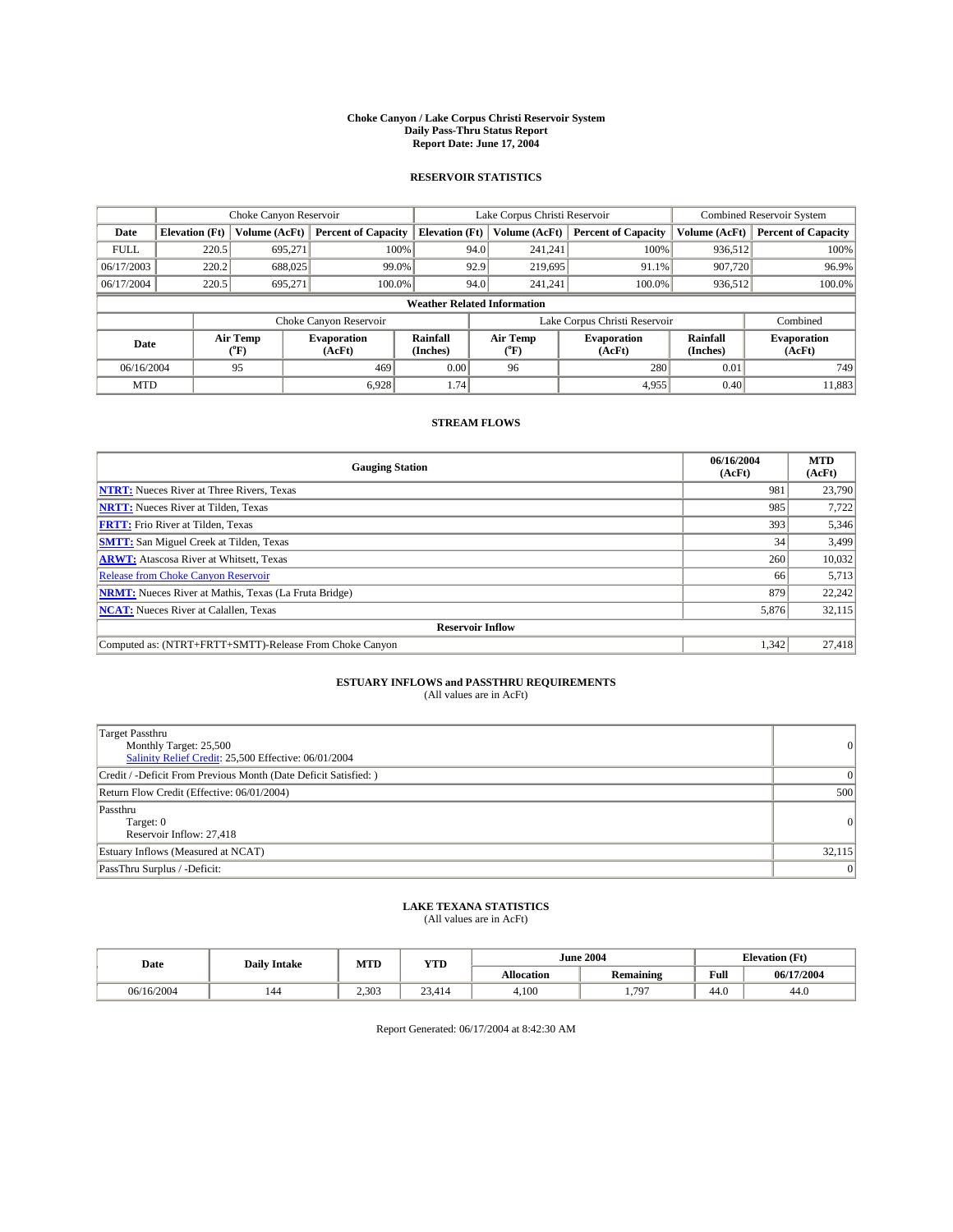# Choke Canyon / Lake Corpus Christi Reservoir System
## Daily Pass-Thru Status Report
## Report Date: June 17, 2004

### RESERVOIR STATISTICS

| | Choke Canyon Reservoir | | | Lake Corpus Christi Reservoir | | | Combined Reservoir System | |
|---|---|---|---|---|---|---|---|---|
| Date | Elevation (Ft) | Volume (AcFt) | Percent of Capacity | Elevation (Ft) | Volume (AcFt) | Percent of Capacity | Volume (AcFt) | Percent of Capacity |
| FULL | 220.5 | 695,271 | 100% | 94.0 | 241,241 | 100% | 936,512 | 100% |
| 06/17/2003 | 220.2 | 688,025 | 99.0% | 92.9 | 219,695 | 91.1% | 907,720 | 96.9% |
| 06/17/2004 | 220.5 | 695,271 | 100.0% | 94.0 | 241,241 | 100.0% | 936,512 | 100.0% |

**Weather Related Information**

| | Choke Canyon Reservoir | | | Lake Corpus Christi Reservoir | | | Combined |
|---|---|---|---|---|---|---|---|
| Date | Air Temp (°F) | Evaporation (AcFt) | Rainfall (Inches) | Air Temp (°F) | Evaporation (AcFt) | Rainfall (Inches) | Evaporation (AcFt) |
| 06/16/2004 | 95 | 469 | 0.00 | 96 | 280 | 0.01 | 749 |
| MTD | | 6,928 | 1.74 | | 4,955 | 0.40 | 11,883 |

### STREAM FLOWS

| Gauging Station | 06/16/2004 (AcFt) | MTD (AcFt) |
|---|---|---|
| **NTRT:** Nueces River at Three Rivers, Texas | 981 | 23,790 |
| **NRTT:** Nueces River at Tilden, Texas | 985 | 7,722 |
| **FRTT:** Frio River at Tilden, Texas | 393 | 5,346 |
| **SMTT:** San Miguel Creek at Tilden, Texas | 34 | 3,499 |
| **ARWT:** Atascosa River at Whitsett, Texas | 260 | 10,032 |
| Release from Choke Canyon Reservoir | 66 | 5,713 |
| **NRMT:** Nueces River at Mathis, Texas (La Fruta Bridge) | 879 | 22,242 |
| **NCAT:** Nueces River at Calallen, Texas | 5,876 | 32,115 |
| **Reservoir Inflow** | | |
| Computed as: (NTRT+FRTT+SMTT)-Release From Choke Canyon | 1,342 | 27,418 |

### ESTUARY INFLOWS and PASSTHRU REQUIREMENTS
(All values are in AcFt)

| | |
|---|---|
| Target Passthru<br>Monthly Target: 25,500<br>Salinity Relief Credit: 25,500 Effective: 06/01/2004 | 0 |
| Credit / -Deficit From Previous Month (Date Deficit Satisfied: ) | 0 |
| Return Flow Credit (Effective: 06/01/2004) | 500 |
| Passthru<br>Target: 0<br>Reservoir Inflow: 27,418 | 0 |
| Estuary Inflows (Measured at NCAT) | 32,115 |
| PassThru Surplus / -Deficit: | 0 |

### LAKE TEXANA STATISTICS
(All values are in AcFt)

| Date | Daily Intake | MTD | YTD | June 2004 | | Elevation (Ft) | |
|---|---|---|---|---|---|---|---|
| | | | | Allocation | Remaining | Full | 06/17/2004 |
| 06/16/2004 | 144 | 2,303 | 23,414 | 4,100 | 1,797 | 44.0 | 44.0 |

Report Generated: 06/17/2004 at 8:42:30 AM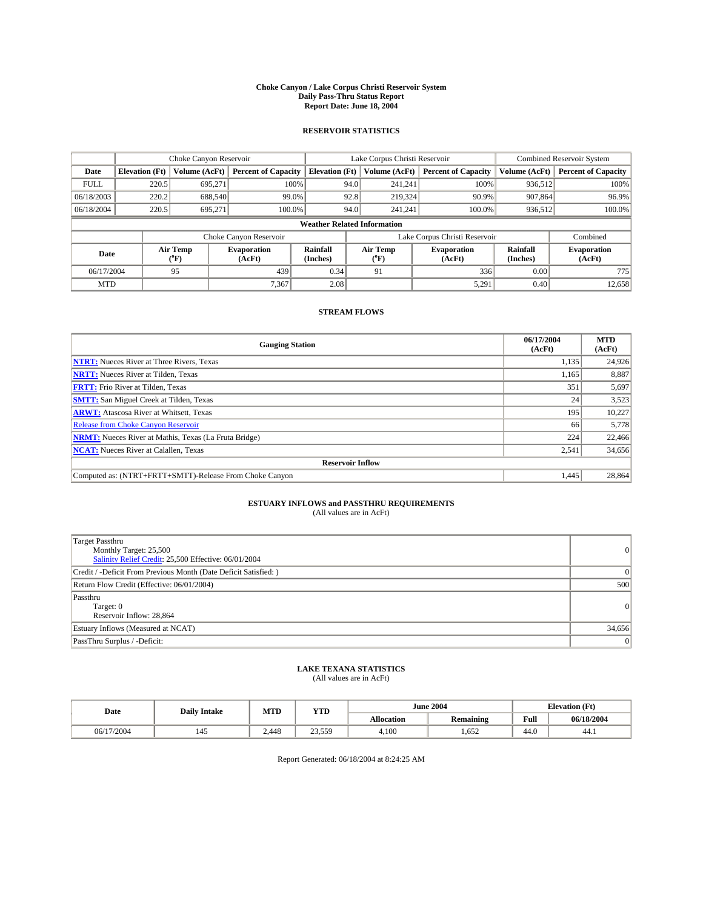**Choke Canyon / Lake Corpus Christi Reservoir System**
**Daily Pass-Thru Status Report**
**Report Date: June 18, 2004**

## RESERVOIR STATISTICS

| | Choke Canyon Reservoir | | | Lake Corpus Christi Reservoir | | | Combined Reservoir System | |
|---|---|---|---|---|---|---|---|---|
| **Date** | **Elevation (Ft)** | **Volume (AcFt)** | **Percent of Capacity** | **Elevation (Ft)** | **Volume (AcFt)** | **Percent of Capacity** | **Volume (AcFt)** | **Percent of Capacity** |
| FULL | 220.5 | 695,271 | 100% | 94.0 | 241,241 | 100% | 936,512 | 100% |
| 06/18/2003 | 220.2 | 688,540 | 99.0% | 92.8 | 219,324 | 90.9% | 907,864 | 96.9% |
| 06/18/2004 | 220.5 | 695,271 | 100.0% | 94.0 | 241,241 | 100.0% | 936,512 | 100.0% |

**Weather Related Information**

| | Choke Canyon Reservoir | | | Lake Corpus Christi Reservoir | | | Combined |
|---|---|---|---|---|---|---|---|
| **Date** | **Air Temp (°F)** | **Evaporation (AcFt)** | **Rainfall (Inches)** | **Air Temp (°F)** | **Evaporation (AcFt)** | **Rainfall (Inches)** | **Evaporation (AcFt)** |
| 06/17/2004 | 95 | 439 | 0.34 | 91 | 336 | 0.00 | 775 |
| MTD | | 7,367 | 2.08 | | 5,291 | 0.40 | 12,658 |

## STREAM FLOWS

| Gauging Station | 06/17/2004 (AcFt) | MTD (AcFt) |
|---|---|---|
| **NTRT:** Nueces River at Three Rivers, Texas | 1,135 | 24,926 |
| **NRTT:** Nueces River at Tilden, Texas | 1,165 | 8,887 |
| **FRTT:** Frio River at Tilden, Texas | 351 | 5,697 |
| **SMTT:** San Miguel Creek at Tilden, Texas | 24 | 3,523 |
| **ARWT:** Atascosa River at Whitsett, Texas | 195 | 10,227 |
| Release from Choke Canyon Reservoir | 66 | 5,778 |
| **NRMT:** Nueces River at Mathis, Texas (La Fruta Bridge) | 224 | 22,466 |
| **NCAT:** Nueces River at Calallen, Texas | 2,541 | 34,656 |
| **Reservoir Inflow** | | |
| Computed as: (NTRT+FRTT+SMTT)-Release From Choke Canyon | 1,445 | 28,864 |

## ESTUARY INFLOWS and PASSTHRU REQUIREMENTS

(All values are in AcFt)

| | |
|---|---|
| Target Passthru<br>Monthly Target: 25,500<br>Salinity Relief Credit: 25,500 Effective: 06/01/2004 | 0 |
| Credit / -Deficit From Previous Month (Date Deficit Satisfied: ) | 0 |
| Return Flow Credit (Effective: 06/01/2004) | 500 |
| Passthru<br>Target: 0<br>Reservoir Inflow: 28,864 | 0 |
| Estuary Inflows (Measured at NCAT) | 34,656 |
| PassThru Surplus / -Deficit: | 0 |

## LAKE TEXANA STATISTICS

(All values are in AcFt)

| Date | Daily Intake | MTD | YTD | June 2004 | | Elevation (Ft) | |
|---|---|---|---|---|---|---|---|
| | | | | **Allocation** | **Remaining** | **Full** | **06/18/2004** |
| 06/17/2004 | 145 | 2,448 | 23,559 | 4,100 | 1,652 | 44.0 | 44.1 |

Report Generated: 06/18/2004 at 8:24:25 AM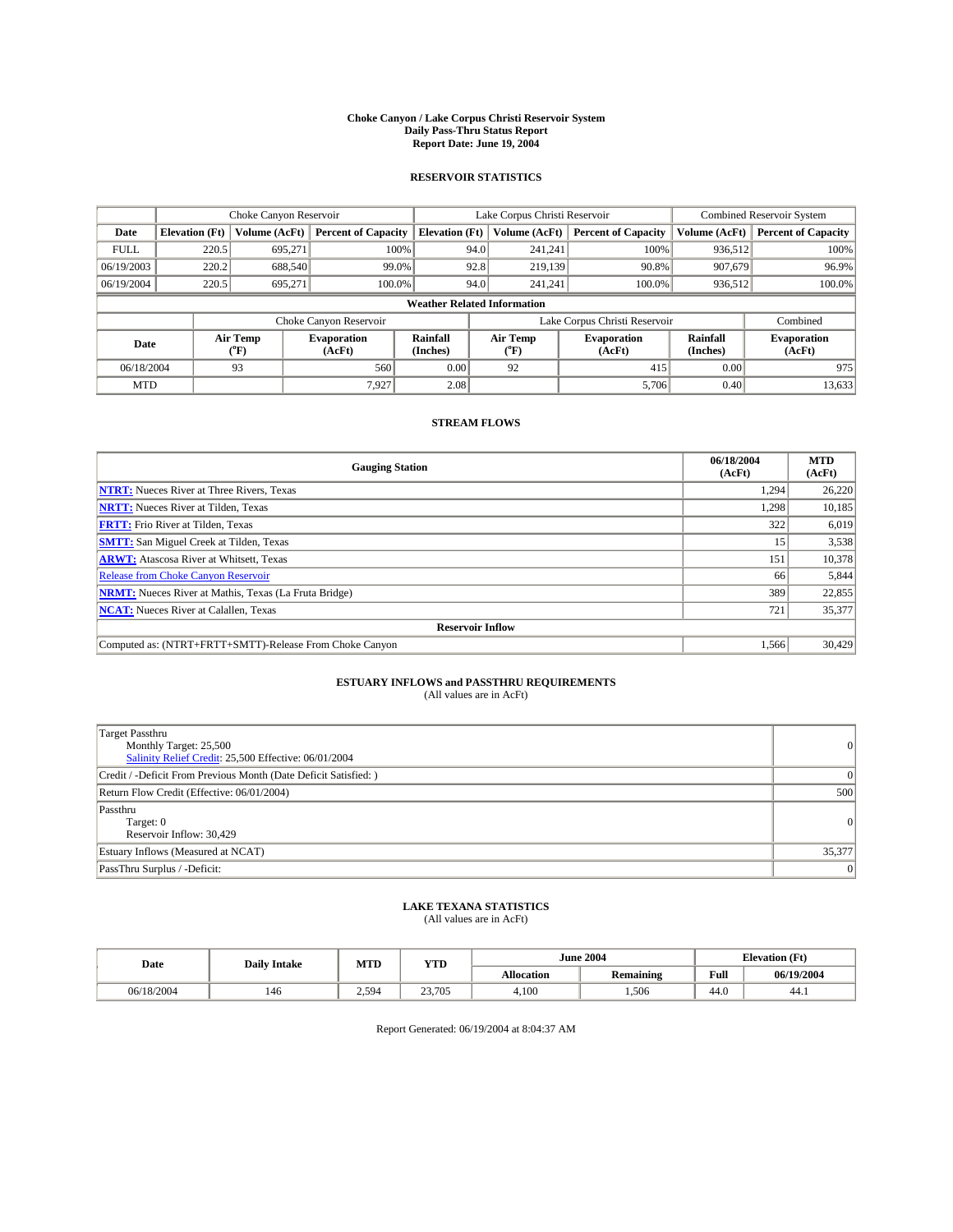# Choke Canyon / Lake Corpus Christi Reservoir System
## Daily Pass-Thru Status Report
## Report Date: June 19, 2004

### RESERVOIR STATISTICS

| | Choke Canyon Reservoir | | | Lake Corpus Christi Reservoir | | | Combined Reservoir System | |
|---|---|---|---|---|---|---|---|---|
| Date | Elevation (Ft) | Volume (AcFt) | Percent of Capacity | Elevation (Ft) | Volume (AcFt) | Percent of Capacity | Volume (AcFt) | Percent of Capacity |
| FULL | 220.5 | 695,271 | 100% | 94.0 | 241,241 | 100% | 936,512 | 100% |
| 06/19/2003 | 220.2 | 688,540 | 99.0% | 92.8 | 219,139 | 90.8% | 907,679 | 96.9% |
| 06/19/2004 | 220.5 | 695,271 | 100.0% | 94.0 | 241,241 | 100.0% | 936,512 | 100.0% |

**Weather Related Information**

| | Choke Canyon Reservoir | | | Lake Corpus Christi Reservoir | | | Combined |
|---|---|---|---|---|---|---|---|
| Date | Air Temp (°F) | Evaporation (AcFt) | Rainfall (Inches) | Air Temp (°F) | Evaporation (AcFt) | Rainfall (Inches) | Evaporation (AcFt) |
| 06/18/2004 | 93 | 560 | 0.00 | 92 | 415 | 0.00 | 975 |
| MTD | | 7,927 | 2.08 | | 5,706 | 0.40 | 13,633 |

### STREAM FLOWS

| Gauging Station | 06/18/2004 (AcFt) | MTD (AcFt) |
|---|---|---|
| NTRT: Nueces River at Three Rivers, Texas | 1,294 | 26,220 |
| NRTT: Nueces River at Tilden, Texas | 1,298 | 10,185 |
| FRTT: Frio River at Tilden, Texas | 322 | 6,019 |
| SMTT: San Miguel Creek at Tilden, Texas | 15 | 3,538 |
| ARWT: Atascosa River at Whitsett, Texas | 151 | 10,378 |
| Release from Choke Canyon Reservoir | 66 | 5,844 |
| NRMT: Nueces River at Mathis, Texas (La Fruta Bridge) | 389 | 22,855 |
| NCAT: Nueces River at Calallen, Texas | 721 | 35,377 |
| **Reservoir Inflow** | | |
| Computed as: (NTRT+FRTT+SMTT)-Release From Choke Canyon | 1,566 | 30,429 |

### ESTUARY INFLOWS and PASSTHRU REQUIREMENTS
(All values are in AcFt)

| | |
|---|---|
| Target Passthru<br>Monthly Target: 25,500<br>Salinity Relief Credit: 25,500 Effective: 06/01/2004 | 0 |
| Credit / -Deficit From Previous Month (Date Deficit Satisfied: ) | 0 |
| Return Flow Credit (Effective: 06/01/2004) | 500 |
| Passthru<br>Target: 0<br>Reservoir Inflow: 30,429 | 0 |
| Estuary Inflows (Measured at NCAT) | 35,377 |
| PassThru Surplus / -Deficit: | 0 |

### LAKE TEXANA STATISTICS
(All values are in AcFt)

| Date | Daily Intake | MTD | YTD | June 2004 | | Elevation (Ft) | |
|---|---|---|---|---|---|---|---|
| | | | | Allocation | Remaining | Full | 06/19/2004 |
| 06/18/2004 | 146 | 2,594 | 23,705 | 4,100 | 1,506 | 44.0 | 44.1 |

Report Generated: 06/19/2004 at 8:04:37 AM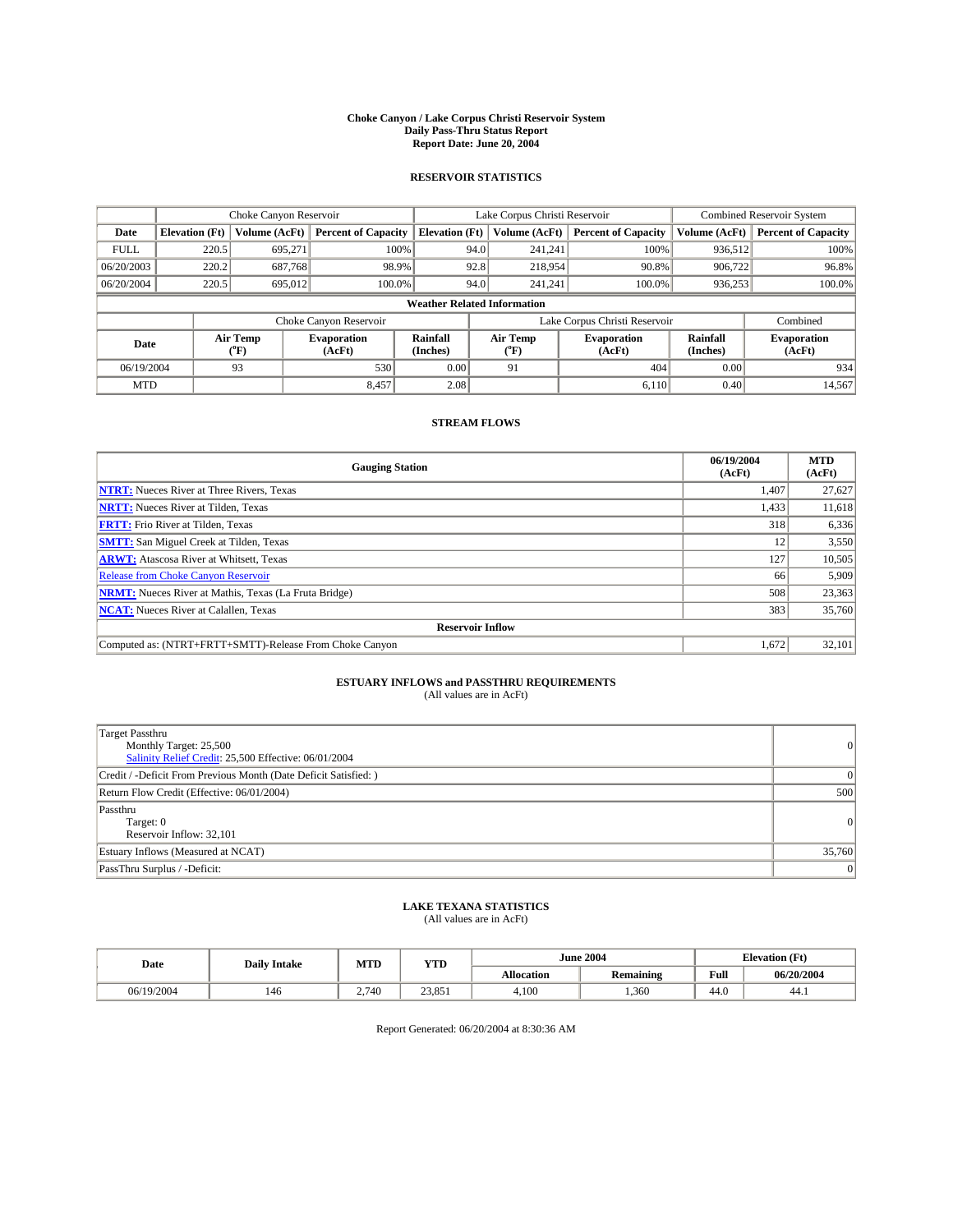**Choke Canyon / Lake Corpus Christi Reservoir System**
**Daily Pass-Thru Status Report**
**Report Date: June 20, 2004**

## RESERVOIR STATISTICS

| | Choke Canyon Reservoir | | | Lake Corpus Christi Reservoir | | | Combined Reservoir System | |
|---|---|---|---|---|---|---|---|---|
| Date | Elevation (Ft) | Volume (AcFt) | Percent of Capacity | Elevation (Ft) | Volume (AcFt) | Percent of Capacity | Volume (AcFt) | Percent of Capacity |
| FULL | 220.5 | 695,271 | 100% | 94.0 | 241,241 | 100% | 936,512 | 100% |
| 06/20/2003 | 220.2 | 687,768 | 98.9% | 92.8 | 218,954 | 90.8% | 906,722 | 96.8% |
| 06/20/2004 | 220.5 | 695,012 | 100.0% | 94.0 | 241,241 | 100.0% | 936,253 | 100.0% |

**Weather Related Information**

| | Choke Canyon Reservoir | | | Lake Corpus Christi Reservoir | | | Combined |
|---|---|---|---|---|---|---|---|
| Date | Air Temp (°F) | Evaporation (AcFt) | Rainfall (Inches) | Air Temp (°F) | Evaporation (AcFt) | Rainfall (Inches) | Evaporation (AcFt) |
| 06/19/2004 | 93 | 530 | 0.00 | 91 | 404 | 0.00 | 934 |
| MTD | | 8,457 | 2.08 | | 6,110 | 0.40 | 14,567 |

## STREAM FLOWS

| Gauging Station | 06/19/2004 (AcFt) | MTD (AcFt) |
|---|---|---|
| NTRT: Nueces River at Three Rivers, Texas | 1,407 | 27,627 |
| NRTT: Nueces River at Tilden, Texas | 1,433 | 11,618 |
| FRTT: Frio River at Tilden, Texas | 318 | 6,336 |
| SMTT: San Miguel Creek at Tilden, Texas | 12 | 3,550 |
| ARWT: Atascosa River at Whitsett, Texas | 127 | 10,505 |
| Release from Choke Canyon Reservoir | 66 | 5,909 |
| NRMT: Nueces River at Mathis, Texas (La Fruta Bridge) | 508 | 23,363 |
| NCAT: Nueces River at Calallen, Texas | 383 | 35,760 |
| **Reservoir Inflow** | | |
| Computed as: (NTRT+FRTT+SMTT)-Release From Choke Canyon | 1,672 | 32,101 |

## ESTUARY INFLOWS and PASSTHRU REQUIREMENTS
(All values are in AcFt)

| | |
|---|---|
| Target Passthru<br>Monthly Target: 25,500<br>Salinity Relief Credit: 25,500 Effective: 06/01/2004 | 0 |
| Credit / -Deficit From Previous Month (Date Deficit Satisfied: ) | 0 |
| Return Flow Credit (Effective: 06/01/2004) | 500 |
| Passthru<br>Target: 0<br>Reservoir Inflow: 32,101 | 0 |
| Estuary Inflows (Measured at NCAT) | 35,760 |
| PassThru Surplus / -Deficit: | 0 |

## LAKE TEXANA STATISTICS
(All values are in AcFt)

| Date | Daily Intake | MTD | YTD | June 2004 | | Elevation (Ft) | |
|---|---|---|---|---|---|---|---|
| | | | | Allocation | Remaining | Full | 06/20/2004 |
| 06/19/2004 | 146 | 2,740 | 23,851 | 4,100 | 1,360 | 44.0 | 44.1 |

Report Generated: 06/20/2004 at 8:30:36 AM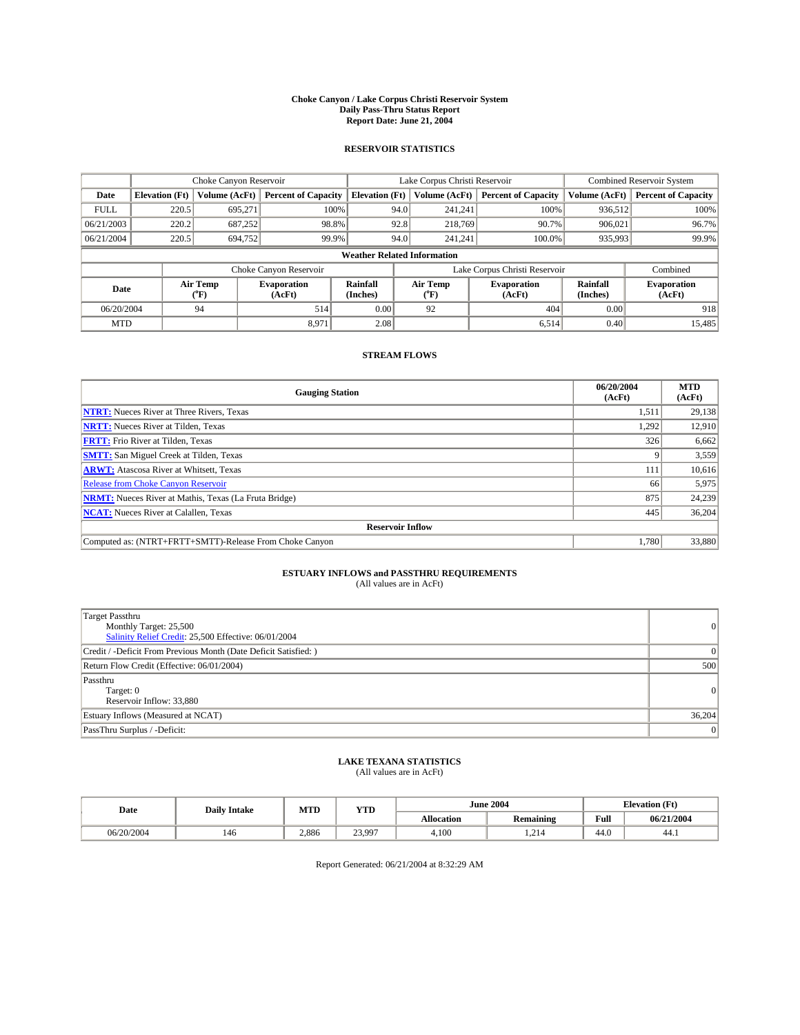# Choke Canyon / Lake Corpus Christi Reservoir System
## Daily Pass-Thru Status Report
### Report Date: June 21, 2004

## RESERVOIR STATISTICS

| | Choke Canyon Reservoir | | | Lake Corpus Christi Reservoir | | | Combined Reservoir System | |
|---|---|---|---|---|---|---|---|---|
| Date | Elevation (Ft) | Volume (AcFt) | Percent of Capacity | Elevation (Ft) | Volume (AcFt) | Percent of Capacity | Volume (AcFt) | Percent of Capacity |
| FULL | 220.5 | 695,271 | 100% | 94.0 | 241,241 | 100% | 936,512 | 100% |
| 06/21/2003 | 220.2 | 687,252 | 98.8% | 92.8 | 218,769 | 90.7% | 906,021 | 96.7% |
| 06/21/2004 | 220.5 | 694,752 | 99.9% | 94.0 | 241,241 | 100.0% | 935,993 | 99.9% |

**Weather Related Information**

| | Choke Canyon Reservoir | | | Lake Corpus Christi Reservoir | | | Combined |
|---|---|---|---|---|---|---|---|
| Date | Air Temp (°F) | Evaporation (AcFt) | Rainfall (Inches) | Air Temp (°F) | Evaporation (AcFt) | Rainfall (Inches) | Evaporation (AcFt) |
| 06/20/2004 | 94 | 514 | 0.00 | 92 | 404 | 0.00 | 918 |
| MTD | | 8,971 | 2.08 | | 6,514 | 0.40 | 15,485 |

## STREAM FLOWS

| Gauging Station | 06/20/2004 (AcFt) | MTD (AcFt) |
|---|---|---|
| NTRT: Nueces River at Three Rivers, Texas | 1,511 | 29,138 |
| NRTT: Nueces River at Tilden, Texas | 1,292 | 12,910 |
| FRTT: Frio River at Tilden, Texas | 326 | 6,662 |
| SMTT: San Miguel Creek at Tilden, Texas | 9 | 3,559 |
| ARWT: Atascosa River at Whitsett, Texas | 111 | 10,616 |
| Release from Choke Canyon Reservoir | 66 | 5,975 |
| NRMT: Nueces River at Mathis, Texas (La Fruta Bridge) | 875 | 24,239 |
| NCAT: Nueces River at Calallen, Texas | 445 | 36,204 |
| **Reservoir Inflow** | | |
| Computed as: (NTRT+FRTT+SMTT)-Release From Choke Canyon | 1,780 | 33,880 |

## ESTUARY INFLOWS and PASSTHRU REQUIREMENTS
(All values are in AcFt)

| | |
|---|---|
| Target Passthru<br>Monthly Target: 25,500<br>Salinity Relief Credit: 25,500 Effective: 06/01/2004 | 0 |
| Credit / -Deficit From Previous Month (Date Deficit Satisfied: ) | 0 |
| Return Flow Credit (Effective: 06/01/2004) | 500 |
| Passthru<br>Target: 0<br>Reservoir Inflow: 33,880 | 0 |
| Estuary Inflows (Measured at NCAT) | 36,204 |
| PassThru Surplus / -Deficit: | 0 |

## LAKE TEXANA STATISTICS
(All values are in AcFt)

| Date | Daily Intake | MTD | YTD | June 2004 | | Elevation (Ft) | |
|---|---|---|---|---|---|---|---|
| | | | | Allocation | Remaining | Full | 06/21/2004 |
| 06/20/2004 | 146 | 2,886 | 23,997 | 4,100 | 1,214 | 44.0 | 44.1 |

Report Generated: 06/21/2004 at 8:32:29 AM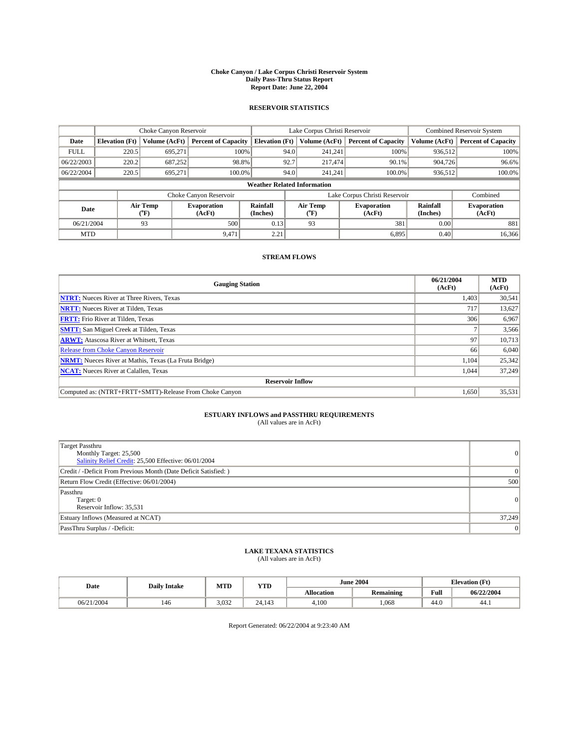# Choke Canyon / Lake Corpus Christi Reservoir System
## Daily Pass-Thru Status Report
## Report Date: June 22, 2004

### RESERVOIR STATISTICS

| | Choke Canyon Reservoir | | | Lake Corpus Christi Reservoir | | | Combined Reservoir System | |
|---|---|---|---|---|---|---|---|---|
| Date | Elevation (Ft) | Volume (AcFt) | Percent of Capacity | Elevation (Ft) | Volume (AcFt) | Percent of Capacity | Volume (AcFt) | Percent of Capacity |
| FULL | 220.5 | 695,271 | 100% | 94.0 | 241,241 | 100% | 936,512 | 100% |
| 06/22/2003 | 220.2 | 687,252 | 98.8% | 92.7 | 217,474 | 90.1% | 904,726 | 96.6% |
| 06/22/2004 | 220.5 | 695,271 | 100.0% | 94.0 | 241,241 | 100.0% | 936,512 | 100.0% |

**Weather Related Information**

| | Choke Canyon Reservoir | | | Lake Corpus Christi Reservoir | | | Combined |
|---|---|---|---|---|---|---|---|
| Date | Air Temp (°F) | Evaporation (AcFt) | Rainfall (Inches) | Air Temp (°F) | Evaporation (AcFt) | Rainfall (Inches) | Evaporation (AcFt) |
| 06/21/2004 | 93 | 500 | 0.13 | 93 | 381 | 0.00 | 881 |
| MTD | | 9,471 | 2.21 | | 6,895 | 0.40 | 16,366 |

### STREAM FLOWS

| Gauging Station | 06/21/2004 (AcFt) | MTD (AcFt) |
|---|---|---|
| **NTRT:** Nueces River at Three Rivers, Texas | 1,403 | 30,541 |
| **NRTT:** Nueces River at Tilden, Texas | 717 | 13,627 |
| **FRTT:** Frio River at Tilden, Texas | 306 | 6,967 |
| **SMTT:** San Miguel Creek at Tilden, Texas | 7 | 3,566 |
| **ARWT:** Atascosa River at Whitsett, Texas | 97 | 10,713 |
| Release from Choke Canyon Reservoir | 66 | 6,040 |
| **NRMT:** Nueces River at Mathis, Texas (La Fruta Bridge) | 1,104 | 25,342 |
| **NCAT:** Nueces River at Calallen, Texas | 1,044 | 37,249 |
| **Reservoir Inflow** | | |
| Computed as: (NTRT+FRTT+SMTT)-Release From Choke Canyon | 1,650 | 35,531 |

### ESTUARY INFLOWS and PASSTHRU REQUIREMENTS
(All values are in AcFt)

| | |
|---|---|
| Target Passthru<br>Monthly Target: 25,500<br>Salinity Relief Credit: 25,500 Effective: 06/01/2004 | 0 |
| Credit / -Deficit From Previous Month (Date Deficit Satisfied: ) | 0 |
| Return Flow Credit (Effective: 06/01/2004) | 500 |
| Passthru<br>Target: 0<br>Reservoir Inflow: 35,531 | 0 |
| Estuary Inflows (Measured at NCAT) | 37,249 |
| PassThru Surplus / -Deficit: | 0 |

### LAKE TEXANA STATISTICS
(All values are in AcFt)

| Date | Daily Intake | MTD | YTD | June 2004 | | Elevation (Ft) | |
|---|---|---|---|---|---|---|---|
| | | | | Allocation | Remaining | Full | 06/22/2004 |
| 06/21/2004 | 146 | 3,032 | 24,143 | 4,100 | 1,068 | 44.0 | 44.1 |

Report Generated: 06/22/2004 at 9:23:40 AM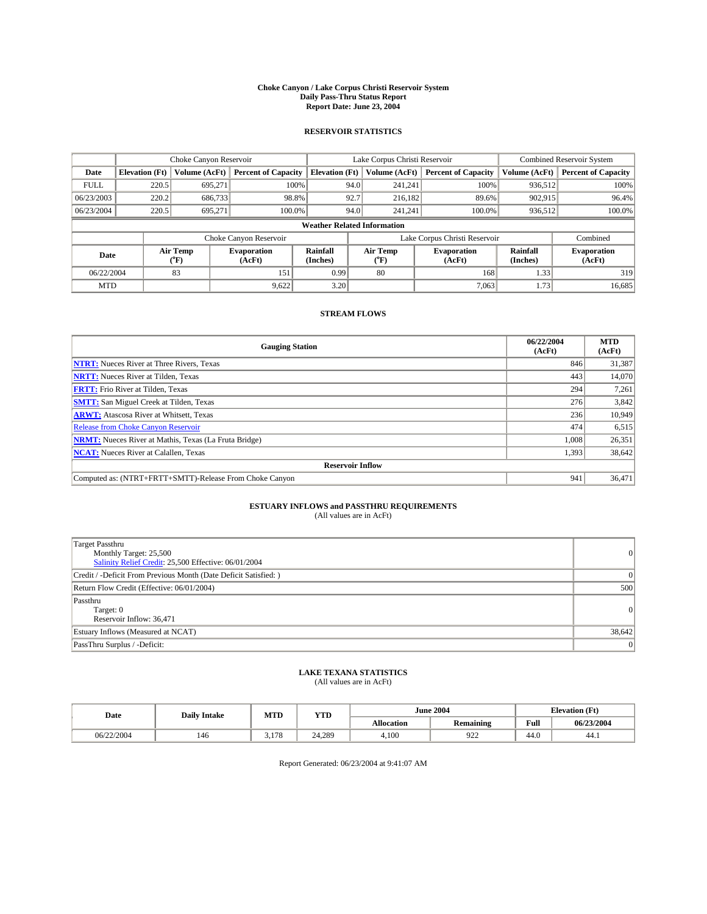# Choke Canyon / Lake Corpus Christi Reservoir System
## Daily Pass-Thru Status Report
### Report Date: June 23, 2004

## RESERVOIR STATISTICS

| | Choke Canyon Reservoir | | | Lake Corpus Christi Reservoir | | | Combined Reservoir System | |
|---|---|---|---|---|---|---|---|---|
| Date | Elevation (Ft) | Volume (AcFt) | Percent of Capacity | Elevation (Ft) | Volume (AcFt) | Percent of Capacity | Volume (AcFt) | Percent of Capacity |
| FULL | 220.5 | 695,271 | 100% | 94.0 | 241,241 | 100% | 936,512 | 100% |
| 06/23/2003 | 220.2 | 686,733 | 98.8% | 92.7 | 216,182 | 89.6% | 902,915 | 96.4% |
| 06/23/2004 | 220.5 | 695,271 | 100.0% | 94.0 | 241,241 | 100.0% | 936,512 | 100.0% |

**Weather Related Information**

| | Choke Canyon Reservoir | | | Lake Corpus Christi Reservoir | | | Combined |
|---|---|---|---|---|---|---|---|
| Date | Air Temp (°F) | Evaporation (AcFt) | Rainfall (Inches) | Air Temp (°F) | Evaporation (AcFt) | Rainfall (Inches) | Evaporation (AcFt) |
| 06/22/2004 | 83 | 151 | 0.99 | 80 | 168 | 1.33 | 319 |
| MTD | | 9,622 | 3.20 | | 7,063 | 1.73 | 16,685 |

## STREAM FLOWS

| Gauging Station | 06/22/2004 (AcFt) | MTD (AcFt) |
|---|---|---|
| **NTRT:** Nueces River at Three Rivers, Texas | 846 | 31,387 |
| **NRTT:** Nueces River at Tilden, Texas | 443 | 14,070 |
| **FRTT:** Frio River at Tilden, Texas | 294 | 7,261 |
| **SMTT:** San Miguel Creek at Tilden, Texas | 276 | 3,842 |
| **ARWT:** Atascosa River at Whitsett, Texas | 236 | 10,949 |
| Release from Choke Canyon Reservoir | 474 | 6,515 |
| **NRMT:** Nueces River at Mathis, Texas (La Fruta Bridge) | 1,008 | 26,351 |
| **NCAT:** Nueces River at Calallen, Texas | 1,393 | 38,642 |
| **Reservoir Inflow** | | |
| Computed as: (NTRT+FRTT+SMTT)-Release From Choke Canyon | 941 | 36,471 |

## ESTUARY INFLOWS and PASSTHRU REQUIREMENTS
(All values are in AcFt)

| | |
|---|---|
| Target Passthru<br>Monthly Target: 25,500<br>Salinity Relief Credit: 25,500 Effective: 06/01/2004 | 0 |
| Credit / -Deficit From Previous Month (Date Deficit Satisfied: ) | 0 |
| Return Flow Credit (Effective: 06/01/2004) | 500 |
| Passthru<br>Target: 0<br>Reservoir Inflow: 36,471 | 0 |
| Estuary Inflows (Measured at NCAT) | 38,642 |
| PassThru Surplus / -Deficit: | 0 |

## LAKE TEXANA STATISTICS
(All values are in AcFt)

| Date | Daily Intake | MTD | YTD | June 2004 | | Elevation (Ft) | |
|---|---|---|---|---|---|---|---|
| | | | | Allocation | Remaining | Full | 06/23/2004 |
| 06/22/2004 | 146 | 3,178 | 24,289 | 4,100 | 922 | 44.0 | 44.1 |

Report Generated: 06/23/2004 at 9:41:07 AM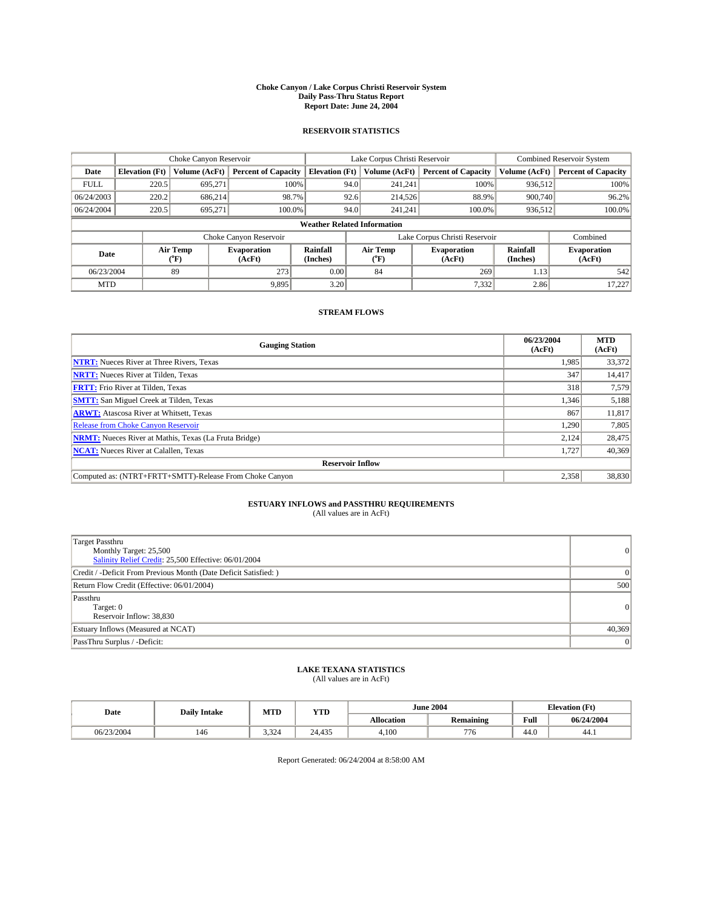# Choke Canyon / Lake Corpus Christi Reservoir System
## Daily Pass-Thru Status Report
## Report Date: June 24, 2004

### RESERVOIR STATISTICS

| | Choke Canyon Reservoir | | | Lake Corpus Christi Reservoir | | | Combined Reservoir System | |
|---|---|---|---|---|---|---|---|---|
| Date | Elevation (Ft) | Volume (AcFt) | Percent of Capacity | Elevation (Ft) | Volume (AcFt) | Percent of Capacity | Volume (AcFt) | Percent of Capacity |
| FULL | 220.5 | 695,271 | 100% | 94.0 | 241,241 | 100% | 936,512 | 100% |
| 06/24/2003 | 220.2 | 686,214 | 98.7% | 92.6 | 214,526 | 88.9% | 900,740 | 96.2% |
| 06/24/2004 | 220.5 | 695,271 | 100.0% | 94.0 | 241,241 | 100.0% | 936,512 | 100.0% |

**Weather Related Information**

| | Choke Canyon Reservoir | | | Lake Corpus Christi Reservoir | | | Combined |
|---|---|---|---|---|---|---|---|
| Date | Air Temp (°F) | Evaporation (AcFt) | Rainfall (Inches) | Air Temp (°F) | Evaporation (AcFt) | Rainfall (Inches) | Evaporation (AcFt) |
| 06/23/2004 | 89 | 273 | 0.00 | 84 | 269 | 1.13 | 542 |
| MTD | | 9,895 | 3.20 | | 7,332 | 2.86 | 17,227 |

### STREAM FLOWS

| Gauging Station | 06/23/2004 (AcFt) | MTD (AcFt) |
|---|---|---|
| NTRT: Nueces River at Three Rivers, Texas | 1,985 | 33,372 |
| NRTT: Nueces River at Tilden, Texas | 347 | 14,417 |
| FRTT: Frio River at Tilden, Texas | 318 | 7,579 |
| SMTT: San Miguel Creek at Tilden, Texas | 1,346 | 5,188 |
| ARWT: Atascosa River at Whitsett, Texas | 867 | 11,817 |
| Release from Choke Canyon Reservoir | 1,290 | 7,805 |
| NRMT: Nueces River at Mathis, Texas (La Fruta Bridge) | 2,124 | 28,475 |
| NCAT: Nueces River at Calallen, Texas | 1,727 | 40,369 |
| **Reservoir Inflow** | | |
| Computed as: (NTRT+FRTT+SMTT)-Release From Choke Canyon | 2,358 | 38,830 |

### ESTUARY INFLOWS and PASSTHRU REQUIREMENTS
(All values are in AcFt)

| | |
|---|---|
| Target Passthru<br>Monthly Target: 25,500<br>Salinity Relief Credit: 25,500 Effective: 06/01/2004 | 0 |
| Credit / -Deficit From Previous Month (Date Deficit Satisfied: ) | 0 |
| Return Flow Credit (Effective: 06/01/2004) | 500 |
| Passthru<br>Target: 0<br>Reservoir Inflow: 38,830 | 0 |
| Estuary Inflows (Measured at NCAT) | 40,369 |
| PassThru Surplus / -Deficit: | 0 |

### LAKE TEXANA STATISTICS
(All values are in AcFt)

| Date | Daily Intake | MTD | YTD | June 2004 | | Elevation (Ft) | |
|---|---|---|---|---|---|---|---|
| | | | | Allocation | Remaining | Full | 06/24/2004 |
| 06/23/2004 | 146 | 3,324 | 24,435 | 4,100 | 776 | 44.0 | 44.1 |

Report Generated: 06/24/2004 at 8:58:00 AM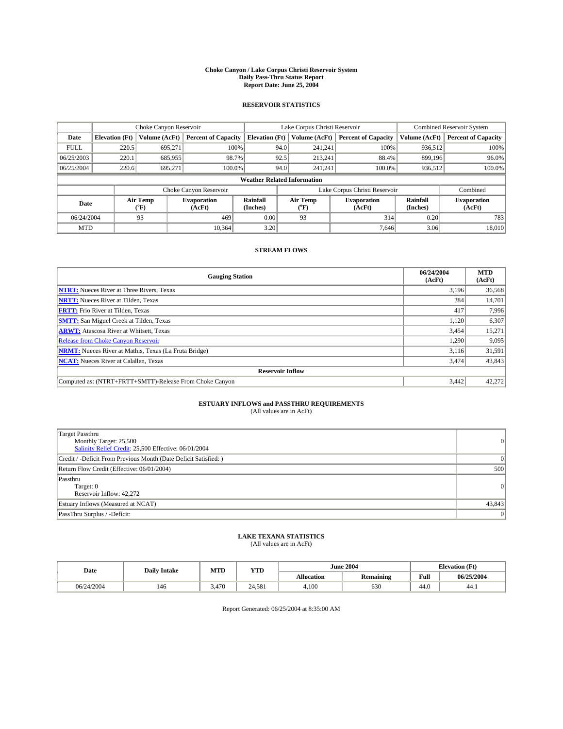# Choke Canyon / Lake Corpus Christi Reservoir System
## Daily Pass-Thru Status Report
## Report Date: June 25, 2004

### RESERVOIR STATISTICS

| | Choke Canyon Reservoir | | | Lake Corpus Christi Reservoir | | | Combined Reservoir System | |
|---|---|---|---|---|---|---|---|---|
| Date | Elevation (Ft) | Volume (AcFt) | Percent of Capacity | Elevation (Ft) | Volume (AcFt) | Percent of Capacity | Volume (AcFt) | Percent of Capacity |
| FULL | 220.5 | 695,271 | 100% | 94.0 | 241,241 | 100% | 936,512 | 100% |
| 06/25/2003 | 220.1 | 685,955 | 98.7% | 92.5 | 213,241 | 88.4% | 899,196 | 96.0% |
| 06/25/2004 | 220.6 | 695,271 | 100.0% | 94.0 | 241,241 | 100.0% | 936,512 | 100.0% |

**Weather Related Information**

| | Choke Canyon Reservoir | | | Lake Corpus Christi Reservoir | | | Combined |
|---|---|---|---|---|---|---|---|
| Date | Air Temp (°F) | Evaporation (AcFt) | Rainfall (Inches) | Air Temp (°F) | Evaporation (AcFt) | Rainfall (Inches) | Evaporation (AcFt) |
| 06/24/2004 | 93 | 469 | 0.00 | 93 | 314 | 0.20 | 783 |
| MTD | | 10,364 | 3.20 | | 7,646 | 3.06 | 18,010 |

### STREAM FLOWS

| Gauging Station | 06/24/2004 (AcFt) | MTD (AcFt) |
|---|---|---|
| NTRT: Nueces River at Three Rivers, Texas | 3,196 | 36,568 |
| NRTT: Nueces River at Tilden, Texas | 284 | 14,701 |
| FRTT: Frio River at Tilden, Texas | 417 | 7,996 |
| SMTT: San Miguel Creek at Tilden, Texas | 1,120 | 6,307 |
| ARWT: Atascosa River at Whitsett, Texas | 3,454 | 15,271 |
| Release from Choke Canyon Reservoir | 1,290 | 9,095 |
| NRMT: Nueces River at Mathis, Texas (La Fruta Bridge) | 3,116 | 31,591 |
| NCAT: Nueces River at Calallen, Texas | 3,474 | 43,843 |
| **Reservoir Inflow** | | |
| Computed as: (NTRT+FRTT+SMTT)-Release From Choke Canyon | 3,442 | 42,272 |

### ESTUARY INFLOWS and PASSTHRU REQUIREMENTS
(All values are in AcFt)

| | |
|---|---|
| Target Passthru<br>Monthly Target: 25,500<br>Salinity Relief Credit: 25,500 Effective: 06/01/2004 | 0 |
| Credit / -Deficit From Previous Month (Date Deficit Satisfied: ) | 0 |
| Return Flow Credit (Effective: 06/01/2004) | 500 |
| Passthru<br>Target: 0<br>Reservoir Inflow: 42,272 | 0 |
| Estuary Inflows (Measured at NCAT) | 43,843 |
| PassThru Surplus / -Deficit: | 0 |

### LAKE TEXANA STATISTICS
(All values are in AcFt)

| Date | Daily Intake | MTD | YTD | June 2004 | | Elevation (Ft) | |
|---|---|---|---|---|---|---|---|
| | | | | Allocation | Remaining | Full | 06/25/2004 |
| 06/24/2004 | 146 | 3,470 | 24,581 | 4,100 | 630 | 44.0 | 44.1 |

Report Generated: 06/25/2004 at 8:35:00 AM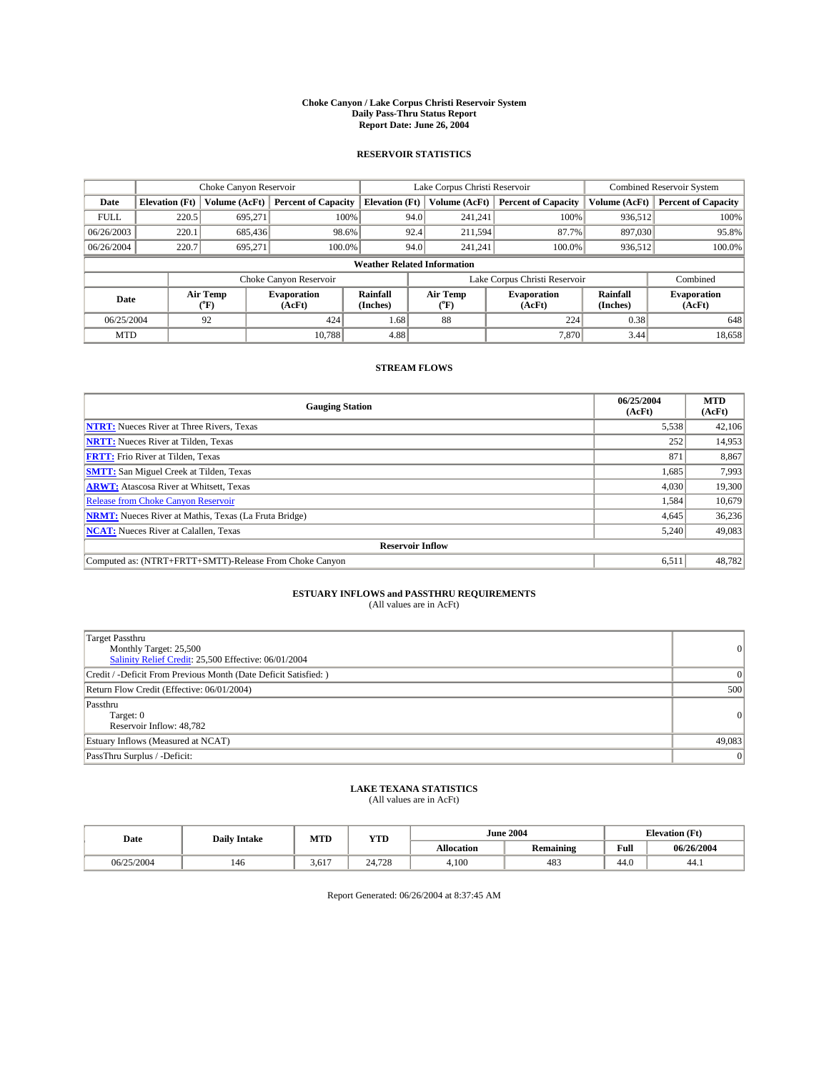# Choke Canyon / Lake Corpus Christi Reservoir System
## Daily Pass-Thru Status Report
## Report Date: June 26, 2004

### RESERVOIR STATISTICS

| | Choke Canyon Reservoir | | | Lake Corpus Christi Reservoir | | | Combined Reservoir System | |
|---|---|---|---|---|---|---|---|---|
| Date | Elevation (Ft) | Volume (AcFt) | Percent of Capacity | Elevation (Ft) | Volume (AcFt) | Percent of Capacity | Volume (AcFt) | Percent of Capacity |
| FULL | 220.5 | 695,271 | 100% | 94.0 | 241,241 | 100% | 936,512 | 100% |
| 06/26/2003 | 220.1 | 685,436 | 98.6% | 92.4 | 211,594 | 87.7% | 897,030 | 95.8% |
| 06/26/2004 | 220.7 | 695,271 | 100.0% | 94.0 | 241,241 | 100.0% | 936,512 | 100.0% |

**Weather Related Information**

| | Choke Canyon Reservoir | | | Lake Corpus Christi Reservoir | | | Combined |
|---|---|---|---|---|---|---|---|
| Date | Air Temp (°F) | Evaporation (AcFt) | Rainfall (Inches) | Air Temp (°F) | Evaporation (AcFt) | Rainfall (Inches) | Evaporation (AcFt) |
| 06/25/2004 | 92 | 424 | 1.68 | 88 | 224 | 0.38 | 648 |
| MTD | | 10,788 | 4.88 | | 7,870 | 3.44 | 18,658 |

### STREAM FLOWS

| Gauging Station | 06/25/2004 (AcFt) | MTD (AcFt) |
|---|---|---|
| NTRT: Nueces River at Three Rivers, Texas | 5,538 | 42,106 |
| NRTT: Nueces River at Tilden, Texas | 252 | 14,953 |
| FRTT: Frio River at Tilden, Texas | 871 | 8,867 |
| SMTT: San Miguel Creek at Tilden, Texas | 1,685 | 7,993 |
| ARWT: Atascosa River at Whitsett, Texas | 4,030 | 19,300 |
| Release from Choke Canyon Reservoir | 1,584 | 10,679 |
| NRMT: Nueces River at Mathis, Texas (La Fruta Bridge) | 4,645 | 36,236 |
| NCAT: Nueces River at Calallen, Texas | 5,240 | 49,083 |
| **Reservoir Inflow** | | |
| Computed as: (NTRT+FRTT+SMTT)-Release From Choke Canyon | 6,511 | 48,782 |

### ESTUARY INFLOWS and PASSTHRU REQUIREMENTS
(All values are in AcFt)

| | |
|---|---|
| Target Passthru<br>Monthly Target: 25,500<br>Salinity Relief Credit: 25,500 Effective: 06/01/2004 | 0 |
| Credit / -Deficit From Previous Month (Date Deficit Satisfied: ) | 0 |
| Return Flow Credit (Effective: 06/01/2004) | 500 |
| Passthru<br>Target: 0<br>Reservoir Inflow: 48,782 | 0 |
| Estuary Inflows (Measured at NCAT) | 49,083 |
| PassThru Surplus / -Deficit: | 0 |

### LAKE TEXANA STATISTICS
(All values are in AcFt)

| Date | Daily Intake | MTD | YTD | June 2004 | | Elevation (Ft) | |
|---|---|---|---|---|---|---|---|
| | | | | Allocation | Remaining | Full | 06/26/2004 |
| 06/25/2004 | 146 | 3,617 | 24,728 | 4,100 | 483 | 44.0 | 44.1 |

Report Generated: 06/26/2004 at 8:37:45 AM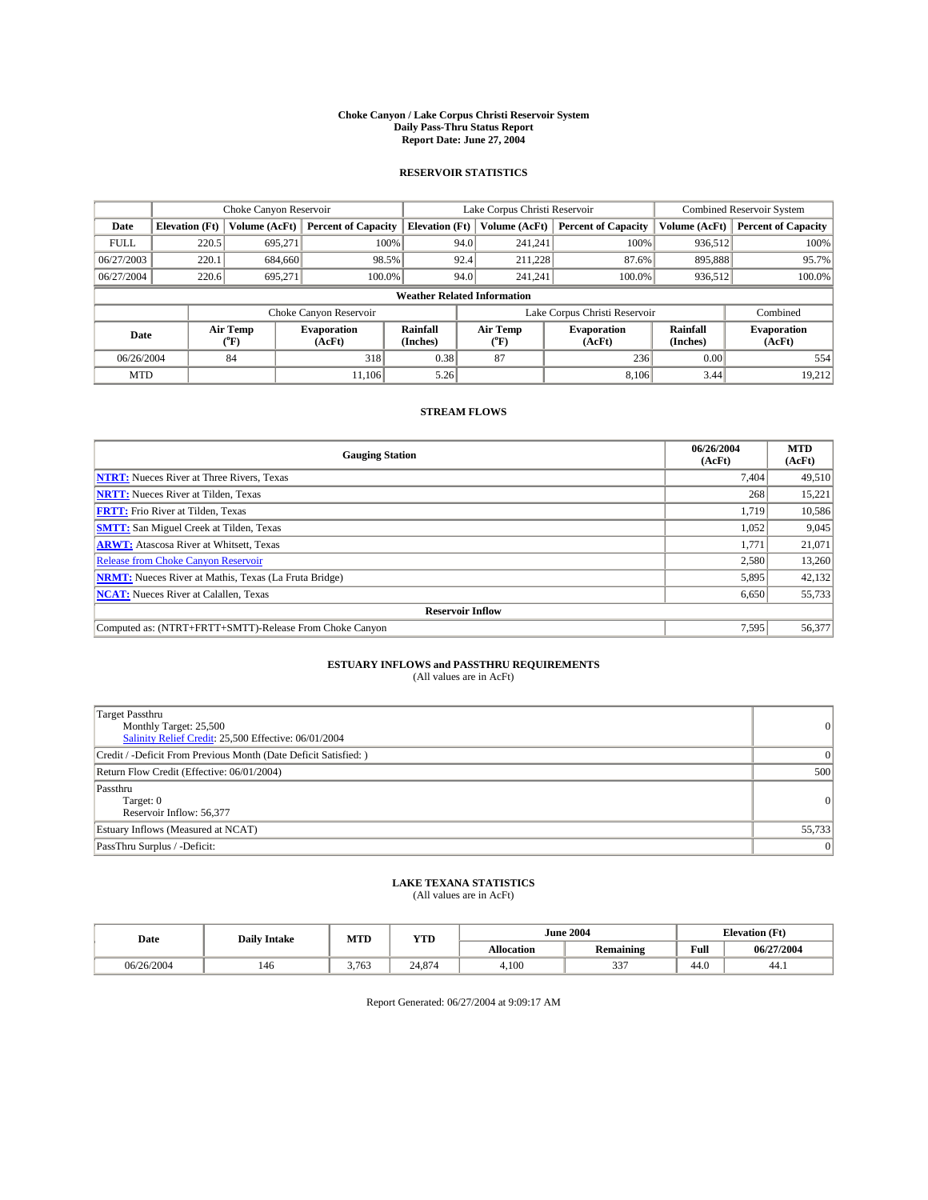# Choke Canyon / Lake Corpus Christi Reservoir System
## Daily Pass-Thru Status Report
### Report Date: June 27, 2004

## RESERVOIR STATISTICS

| | Choke Canyon Reservoir | | | Lake Corpus Christi Reservoir | | | Combined Reservoir System | |
|---|---|---|---|---|---|---|---|---|
| Date | Elevation (Ft) | Volume (AcFt) | Percent of Capacity | Elevation (Ft) | Volume (AcFt) | Percent of Capacity | Volume (AcFt) | Percent of Capacity |
| FULL | 220.5 | 695,271 | 100% | 94.0 | 241,241 | 100% | 936,512 | 100% |
| 06/27/2003 | 220.1 | 684,660 | 98.5% | 92.4 | 211,228 | 87.6% | 895,888 | 95.7% |
| 06/27/2004 | 220.6 | 695,271 | 100.0% | 94.0 | 241,241 | 100.0% | 936,512 | 100.0% |

**Weather Related Information**

| | Choke Canyon Reservoir | | | Lake Corpus Christi Reservoir | | | Combined |
|---|---|---|---|---|---|---|---|
| Date | Air Temp (°F) | Evaporation (AcFt) | Rainfall (Inches) | Air Temp (°F) | Evaporation (AcFt) | Rainfall (Inches) | Evaporation (AcFt) |
| 06/26/2004 | 84 | 318 | 0.38 | 87 | 236 | 0.00 | 554 |
| MTD | | 11,106 | 5.26 | | 8,106 | 3.44 | 19,212 |

## STREAM FLOWS

| Gauging Station | 06/26/2004 (AcFt) | MTD (AcFt) |
|---|---|---|
| NTRT: Nueces River at Three Rivers, Texas | 7,404 | 49,510 |
| NRTT: Nueces River at Tilden, Texas | 268 | 15,221 |
| FRTT: Frio River at Tilden, Texas | 1,719 | 10,586 |
| SMTT: San Miguel Creek at Tilden, Texas | 1,052 | 9,045 |
| ARWT: Atascosa River at Whitsett, Texas | 1,771 | 21,071 |
| Release from Choke Canyon Reservoir | 2,580 | 13,260 |
| NRMT: Nueces River at Mathis, Texas (La Fruta Bridge) | 5,895 | 42,132 |
| NCAT: Nueces River at Calallen, Texas | 6,650 | 55,733 |
| **Reservoir Inflow** | | |
| Computed as: (NTRT+FRTT+SMTT)-Release From Choke Canyon | 7,595 | 56,377 |

## ESTUARY INFLOWS and PASSTHRU REQUIREMENTS
(All values are in AcFt)

| | |
|---|---|
| Target Passthru<br>Monthly Target: 25,500<br>Salinity Relief Credit: 25,500 Effective: 06/01/2004 | 0 |
| Credit / -Deficit From Previous Month (Date Deficit Satisfied: ) | 0 |
| Return Flow Credit (Effective: 06/01/2004) | 500 |
| Passthru<br>Target: 0<br>Reservoir Inflow: 56,377 | 0 |
| Estuary Inflows (Measured at NCAT) | 55,733 |
| PassThru Surplus / -Deficit: | 0 |

## LAKE TEXANA STATISTICS
(All values are in AcFt)

| Date | Daily Intake | MTD | YTD | June 2004 | | Elevation (Ft) | |
|---|---|---|---|---|---|---|---|
| | | | | Allocation | Remaining | Full | 06/27/2004 |
| 06/26/2004 | 146 | 3,763 | 24,874 | 4,100 | 337 | 44.0 | 44.1 |

Report Generated: 06/27/2004 at 9:09:17 AM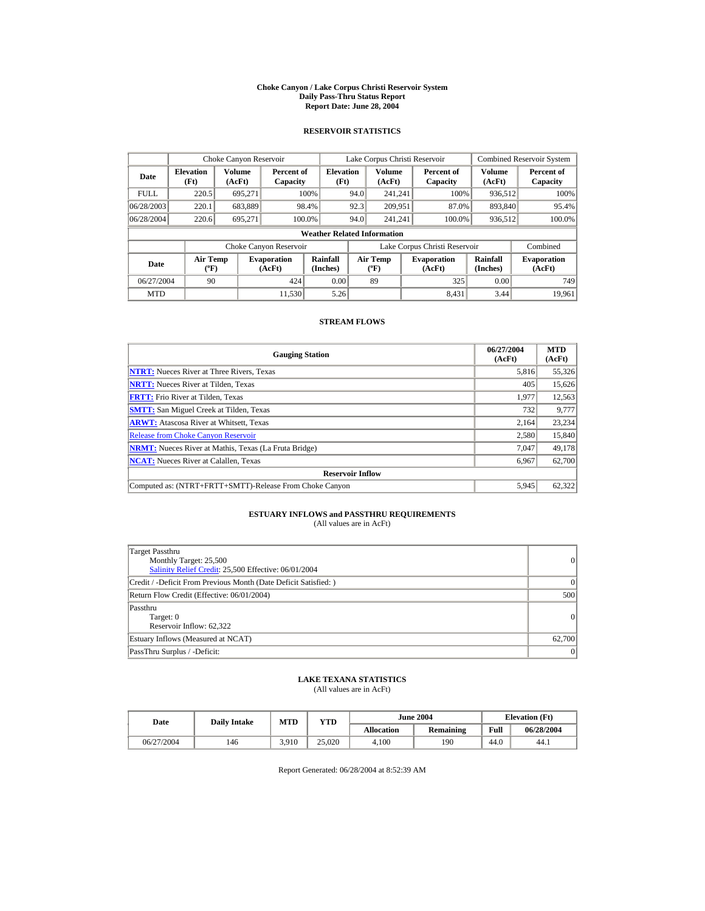# Choke Canyon / Lake Corpus Christi Reservoir System
## Daily Pass-Thru Status Report
## Report Date: June 28, 2004

### RESERVOIR STATISTICS

| Date | Choke Canyon Reservoir | | | Lake Corpus Christi Reservoir | | | Combined Reservoir System | |
|---|---|---|---|---|---|---|---|---|
| | Elevation (Ft) | Volume (AcFt) | Percent of Capacity | Elevation (Ft) | Volume (AcFt) | Percent of Capacity | Volume (AcFt) | Percent of Capacity |
| FULL | 220.5 | 695,271 | 100% | 94.0 | 241,241 | 100% | 936,512 | 100% |
| 06/28/2003 | 220.1 | 683,889 | 98.4% | 92.3 | 209,951 | 87.0% | 893,840 | 95.4% |
| 06/28/2004 | 220.6 | 695,271 | 100.0% | 94.0 | 241,241 | 100.0% | 936,512 | 100.0% |

**Weather Related Information**

| Date | Choke Canyon Reservoir | | | Lake Corpus Christi Reservoir | | | Combined |
|---|---|---|---|---|---|---|---|
| | Air Temp (ºF) | Evaporation (AcFt) | Rainfall (Inches) | Air Temp (ºF) | Evaporation (AcFt) | Rainfall (Inches) | Evaporation (AcFt) |
| 06/27/2004 | 90 | 424 | 0.00 | 89 | 325 | 0.00 | 749 |
| MTD | | 11,530 | 5.26 | | 8,431 | 3.44 | 19,961 |

### STREAM FLOWS

| Gauging Station | 06/27/2004 (AcFt) | MTD (AcFt) |
|---|---|---|
| NTRT: Nueces River at Three Rivers, Texas | 5,816 | 55,326 |
| NRTT: Nueces River at Tilden, Texas | 405 | 15,626 |
| FRTT: Frio River at Tilden, Texas | 1,977 | 12,563 |
| SMTT: San Miguel Creek at Tilden, Texas | 732 | 9,777 |
| ARWT: Atascosa River at Whitsett, Texas | 2,164 | 23,234 |
| Release from Choke Canyon Reservoir | 2,580 | 15,840 |
| NRMT: Nueces River at Mathis, Texas (La Fruta Bridge) | 7,047 | 49,178 |
| NCAT: Nueces River at Calallen, Texas | 6,967 | 62,700 |
| **Reservoir Inflow** | | |
| Computed as: (NTRT+FRTT+SMTT)-Release From Choke Canyon | 5,945 | 62,322 |

### ESTUARY INFLOWS and PASSTHRU REQUIREMENTS
(All values are in AcFt)

| | |
|---|---|
| Target Passthru<br>Monthly Target: 25,500<br>Salinity Relief Credit: 25,500 Effective: 06/01/2004 | 0 |
| Credit / -Deficit From Previous Month (Date Deficit Satisfied: ) | 0 |
| Return Flow Credit (Effective: 06/01/2004) | 500 |
| Passthru<br>Target: 0<br>Reservoir Inflow: 62,322 | 0 |
| Estuary Inflows (Measured at NCAT) | 62,700 |
| PassThru Surplus / -Deficit: | 0 |

### LAKE TEXANA STATISTICS
(All values are in AcFt)

| Date | Daily Intake | MTD | YTD | June 2004 | | Elevation (Ft) | |
|---|---|---|---|---|---|---|---|
| | | | | Allocation | Remaining | Full | 06/28/2004 |
| 06/27/2004 | 146 | 3,910 | 25,020 | 4,100 | 190 | 44.0 | 44.1 |

Report Generated: 06/28/2004 at 8:52:39 AM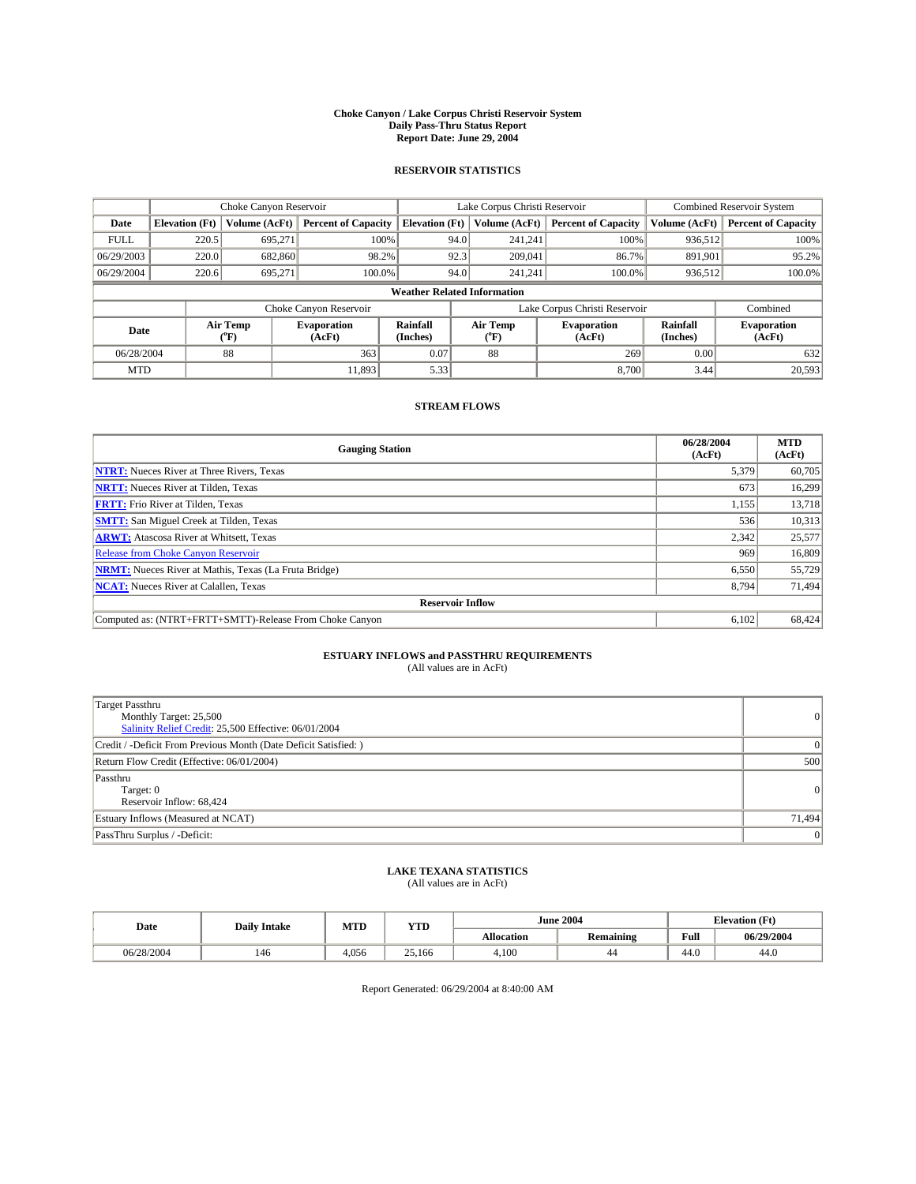# Choke Canyon / Lake Corpus Christi Reservoir System
## Daily Pass-Thru Status Report
### Report Date: June 29, 2004

## RESERVOIR STATISTICS

| | Choke Canyon Reservoir | | | Lake Corpus Christi Reservoir | | | Combined Reservoir System | |
|---|---|---|---|---|---|---|---|---|
| Date | Elevation (Ft) | Volume (AcFt) | Percent of Capacity | Elevation (Ft) | Volume (AcFt) | Percent of Capacity | Volume (AcFt) | Percent of Capacity |
| FULL | 220.5 | 695,271 | 100% | 94.0 | 241,241 | 100% | 936,512 | 100% |
| 06/29/2003 | 220.0 | 682,860 | 98.2% | 92.3 | 209,041 | 86.7% | 891,901 | 95.2% |
| 06/29/2004 | 220.6 | 695,271 | 100.0% | 94.0 | 241,241 | 100.0% | 936,512 | 100.0% |

**Weather Related Information**

| | Choke Canyon Reservoir | | | Lake Corpus Christi Reservoir | | | Combined |
|---|---|---|---|---|---|---|---|
| Date | Air Temp (°F) | Evaporation (AcFt) | Rainfall (Inches) | Air Temp (°F) | Evaporation (AcFt) | Rainfall (Inches) | Evaporation (AcFt) |
| 06/28/2004 | 88 | 363 | 0.07 | 88 | 269 | 0.00 | 632 |
| MTD | | 11,893 | 5.33 | | 8,700 | 3.44 | 20,593 |

## STREAM FLOWS

| Gauging Station | 06/28/2004 (AcFt) | MTD (AcFt) |
|---|---|---|
| NTRT: Nueces River at Three Rivers, Texas | 5,379 | 60,705 |
| NRTT: Nueces River at Tilden, Texas | 673 | 16,299 |
| FRTT: Frio River at Tilden, Texas | 1,155 | 13,718 |
| SMTT: San Miguel Creek at Tilden, Texas | 536 | 10,313 |
| ARWT: Atascosa River at Whitsett, Texas | 2,342 | 25,577 |
| Release from Choke Canyon Reservoir | 969 | 16,809 |
| NRMT: Nueces River at Mathis, Texas (La Fruta Bridge) | 6,550 | 55,729 |
| NCAT: Nueces River at Calallen, Texas | 8,794 | 71,494 |
| **Reservoir Inflow** | | |
| Computed as: (NTRT+FRTT+SMTT)-Release From Choke Canyon | 6,102 | 68,424 |

## ESTUARY INFLOWS and PASSTHRU REQUIREMENTS
(All values are in AcFt)

| | |
|---|---|
| Target Passthru<br>Monthly Target: 25,500<br>Salinity Relief Credit: 25,500 Effective: 06/01/2004 | 0 |
| Credit / -Deficit From Previous Month (Date Deficit Satisfied: ) | 0 |
| Return Flow Credit (Effective: 06/01/2004) | 500 |
| Passthru<br>Target: 0<br>Reservoir Inflow: 68,424 | 0 |
| Estuary Inflows (Measured at NCAT) | 71,494 |
| PassThru Surplus / -Deficit: | 0 |

## LAKE TEXANA STATISTICS
(All values are in AcFt)

| Date | Daily Intake | MTD | YTD | June 2004 | | Elevation (Ft) | |
|---|---|---|---|---|---|---|---|
| | | | | Allocation | Remaining | Full | 06/29/2004 |
| 06/28/2004 | 146 | 4,056 | 25,166 | 4,100 | 44 | 44.0 | 44.0 |

Report Generated: 06/29/2004 at 8:40:00 AM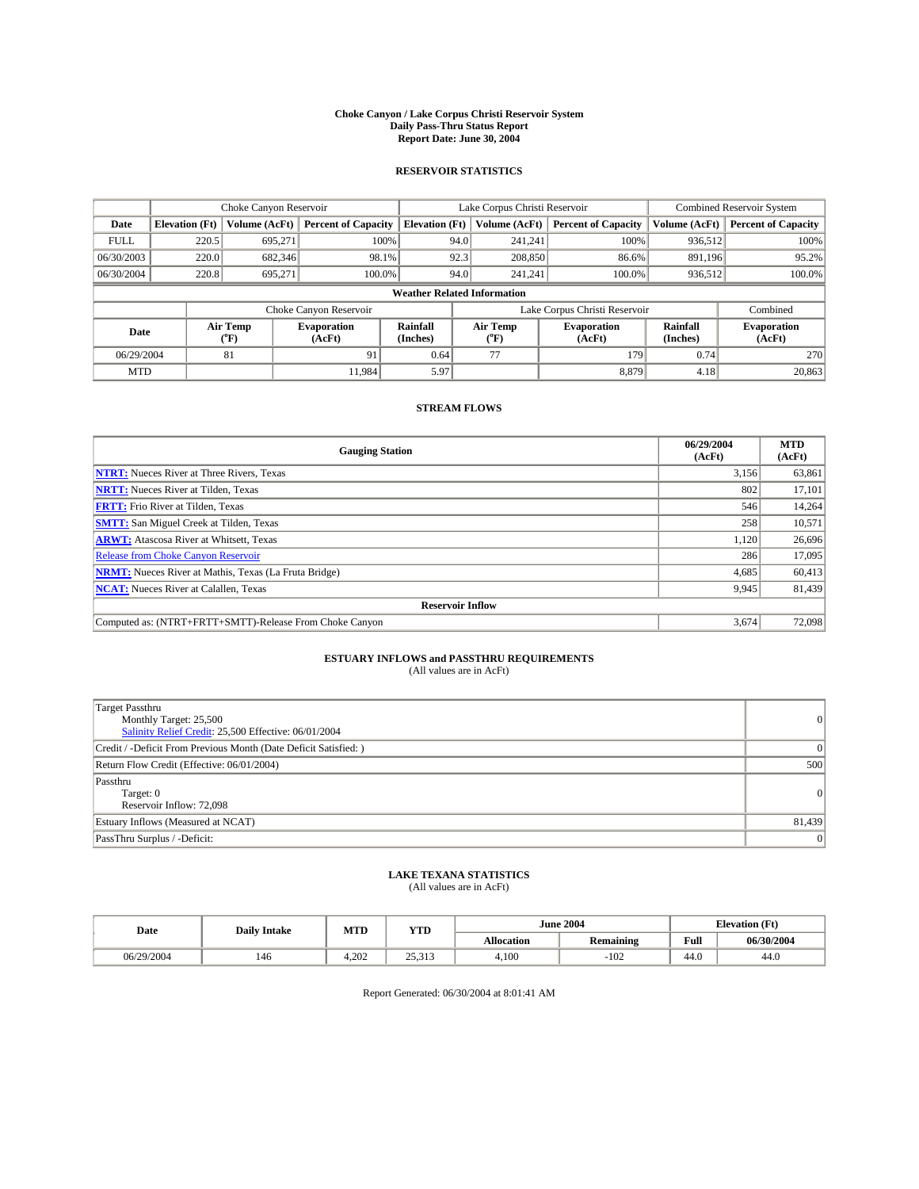# Choke Canyon / Lake Corpus Christi Reservoir System
## Daily Pass-Thru Status Report
## Report Date: June 30, 2004

### RESERVOIR STATISTICS

| | Choke Canyon Reservoir | | | Lake Corpus Christi Reservoir | | | Combined Reservoir System | |
|---|---|---|---|---|---|---|---|---|
| Date | Elevation (Ft) | Volume (AcFt) | Percent of Capacity | Elevation (Ft) | Volume (AcFt) | Percent of Capacity | Volume (AcFt) | Percent of Capacity |
| FULL | 220.5 | 695,271 | 100% | 94.0 | 241,241 | 100% | 936,512 | 100% |
| 06/30/2003 | 220.0 | 682,346 | 98.1% | 92.3 | 208,850 | 86.6% | 891,196 | 95.2% |
| 06/30/2004 | 220.8 | 695,271 | 100.0% | 94.0 | 241,241 | 100.0% | 936,512 | 100.0% |

**Weather Related Information**

| | Choke Canyon Reservoir | | | Lake Corpus Christi Reservoir | | | Combined |
|---|---|---|---|---|---|---|---|
| Date | Air Temp (°F) | Evaporation (AcFt) | Rainfall (Inches) | Air Temp (°F) | Evaporation (AcFt) | Rainfall (Inches) | Evaporation (AcFt) |
| 06/29/2004 | 81 | 91 | 0.64 | 77 | 179 | 0.74 | 270 |
| MTD | | 11,984 | 5.97 | | 8,879 | 4.18 | 20,863 |

### STREAM FLOWS

| Gauging Station | 06/29/2004 (AcFt) | MTD (AcFt) |
|---|---|---|
| **NTRT:** Nueces River at Three Rivers, Texas | 3,156 | 63,861 |
| **NRTT:** Nueces River at Tilden, Texas | 802 | 17,101 |
| **FRTT:** Frio River at Tilden, Texas | 546 | 14,264 |
| **SMTT:** San Miguel Creek at Tilden, Texas | 258 | 10,571 |
| **ARWT:** Atascosa River at Whitsett, Texas | 1,120 | 26,696 |
| Release from Choke Canyon Reservoir | 286 | 17,095 |
| **NRMT:** Nueces River at Mathis, Texas (La Fruta Bridge) | 4,685 | 60,413 |
| **NCAT:** Nueces River at Calallen, Texas | 9,945 | 81,439 |
| **Reservoir Inflow** | | |
| Computed as: (NTRT+FRTT+SMTT)-Release From Choke Canyon | 3,674 | 72,098 |

### ESTUARY INFLOWS and PASSTHRU REQUIREMENTS
(All values are in AcFt)

| | |
|---|---|
| Target Passthru<br>Monthly Target: 25,500<br>Salinity Relief Credit: 25,500 Effective: 06/01/2004 | 0 |
| Credit / -Deficit From Previous Month (Date Deficit Satisfied: ) | 0 |
| Return Flow Credit (Effective: 06/01/2004) | 500 |
| Passthru<br>Target: 0<br>Reservoir Inflow: 72,098 | 0 |
| Estuary Inflows (Measured at NCAT) | 81,439 |
| PassThru Surplus / -Deficit: | 0 |

### LAKE TEXANA STATISTICS
(All values are in AcFt)

| Date | Daily Intake | MTD | YTD | June 2004 | | Elevation (Ft) | |
|---|---|---|---|---|---|---|---|
| | | | | Allocation | Remaining | Full | 06/30/2004 |
| 06/29/2004 | 146 | 4,202 | 25,313 | 4,100 | -102 | 44.0 | 44.0 |

Report Generated: 06/30/2004 at 8:01:41 AM